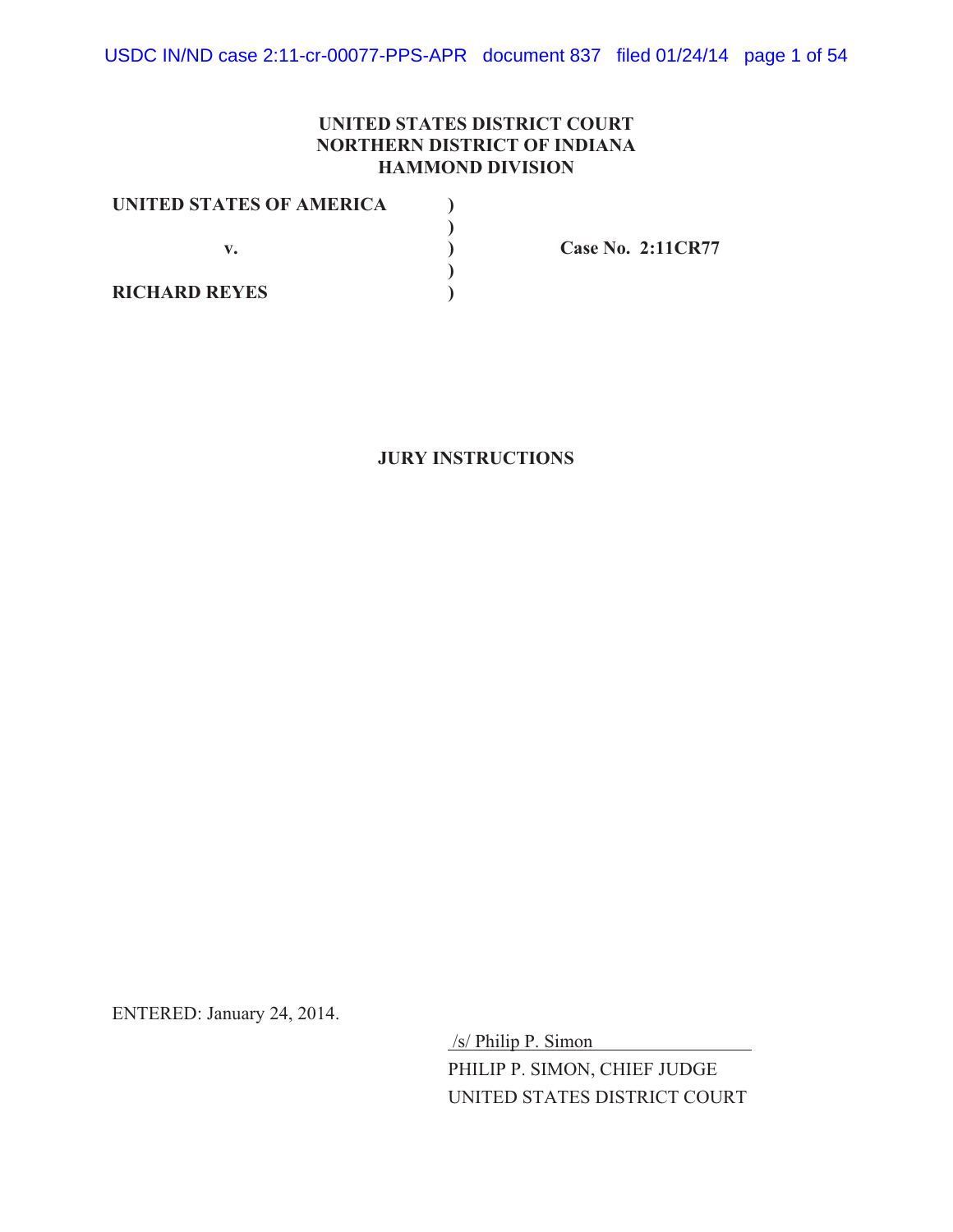**UNITED STATES DISTRICT COURT**
**NORTHERN DISTRICT OF INDIANA**
**HAMMOND DIVISION**

| | | |
|---|---|---|
| **UNITED STATES OF AMERICA** | ) | |
| | ) | |
| **v.** | ) | **Case No. 2:11CR77** |
| | ) | |
| **RICHARD REYES** | ) | |

**JURY INSTRUCTIONS**

ENTERED: January 24, 2014.

/s/ Philip P. Simon
PHILIP P. SIMON, CHIEF JUDGE
UNITED STATES DISTRICT COURT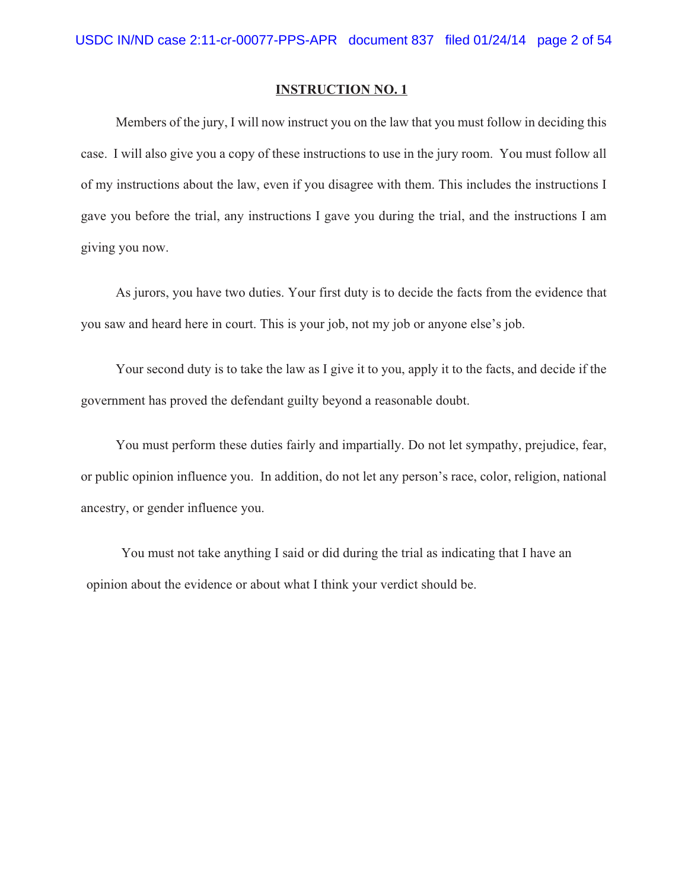## INSTRUCTION NO. 1

Members of the jury, I will now instruct you on the law that you must follow in deciding this case. I will also give you a copy of these instructions to use in the jury room. You must follow all of my instructions about the law, even if you disagree with them. This includes the instructions I gave you before the trial, any instructions I gave you during the trial, and the instructions I am giving you now.

As jurors, you have two duties. Your first duty is to decide the facts from the evidence that you saw and heard here in court. This is your job, not my job or anyone else's job.

Your second duty is to take the law as I give it to you, apply it to the facts, and decide if the government has proved the defendant guilty beyond a reasonable doubt.

You must perform these duties fairly and impartially. Do not let sympathy, prejudice, fear, or public opinion influence you. In addition, do not let any person's race, color, religion, national ancestry, or gender influence you.

You must not take anything I said or did during the trial as indicating that I have an opinion about the evidence or about what I think your verdict should be.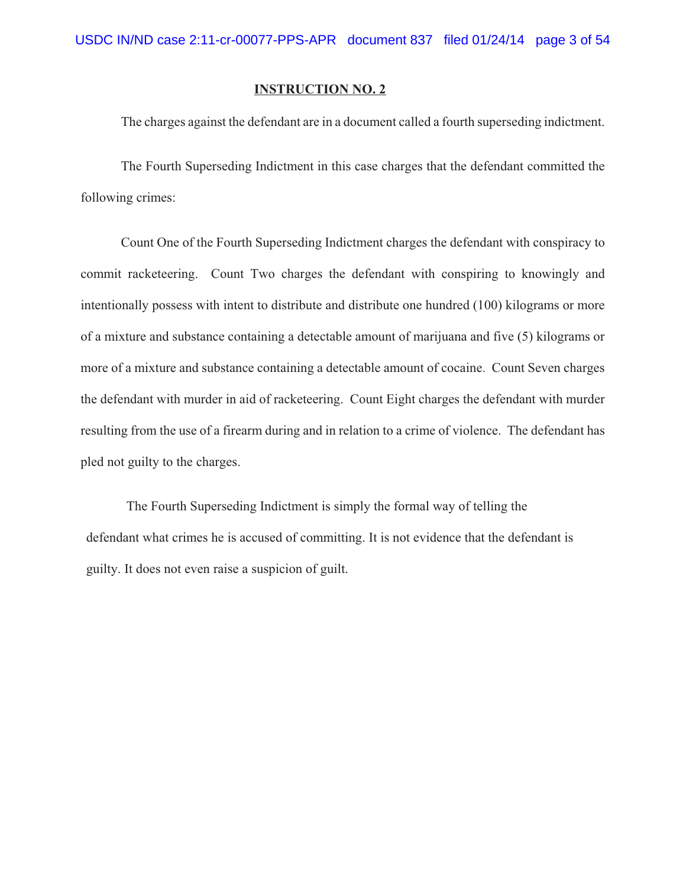**INSTRUCTION NO. 2**

The charges against the defendant are in a document called a fourth superseding indictment.

The Fourth Superseding Indictment in this case charges that the defendant committed the following crimes:

Count One of the Fourth Superseding Indictment charges the defendant with conspiracy to commit racketeering. Count Two charges the defendant with conspiring to knowingly and intentionally possess with intent to distribute and distribute one hundred (100) kilograms or more of a mixture and substance containing a detectable amount of marijuana and five (5) kilograms or more of a mixture and substance containing a detectable amount of cocaine. Count Seven charges the defendant with murder in aid of racketeering. Count Eight charges the defendant with murder resulting from the use of a firearm during and in relation to a crime of violence. The defendant has pled not guilty to the charges.

The Fourth Superseding Indictment is simply the formal way of telling the defendant what crimes he is accused of committing. It is not evidence that the defendant is guilty. It does not even raise a suspicion of guilt.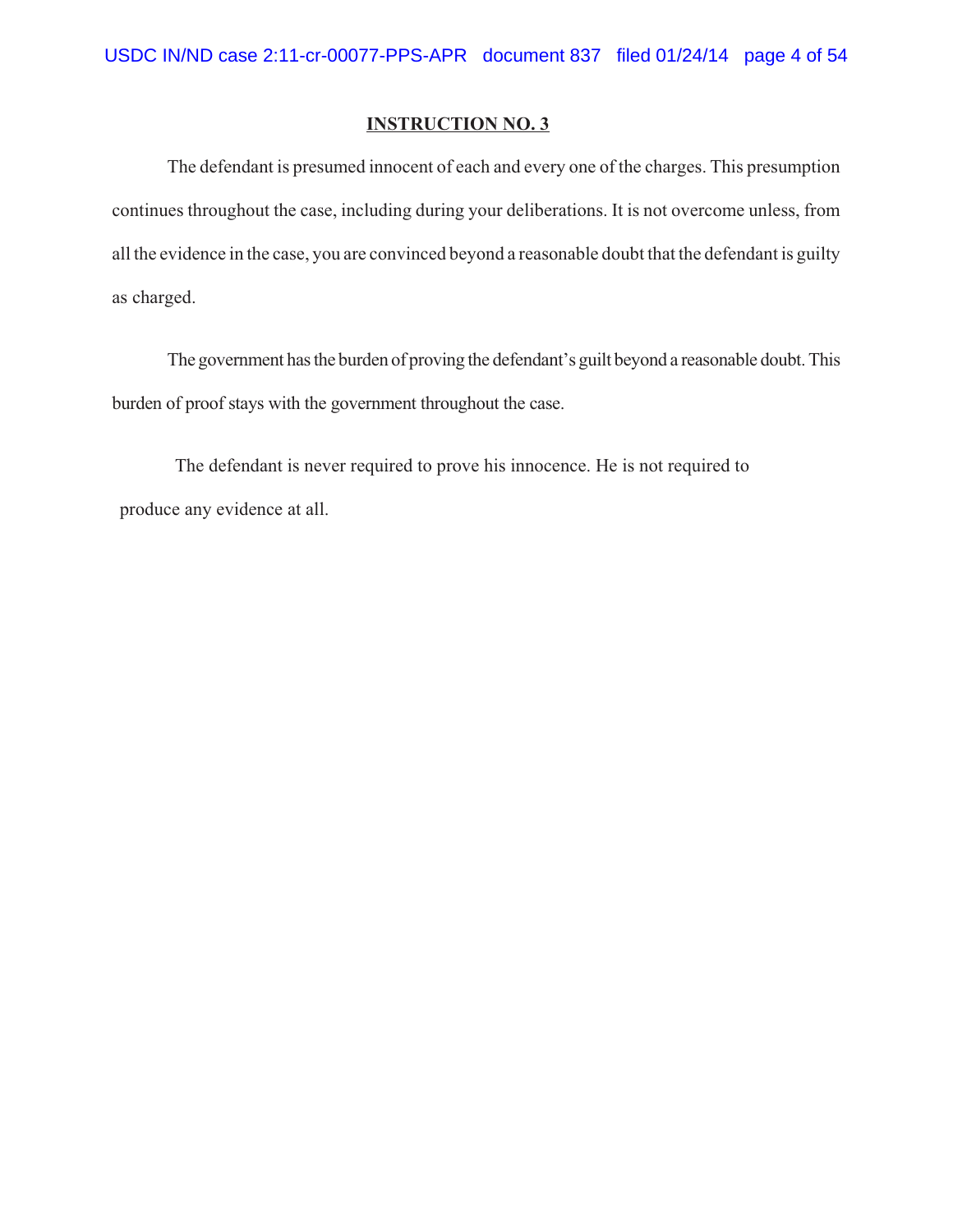**INSTRUCTION NO. 3**

The defendant is presumed innocent of each and every one of the charges. This presumption continues throughout the case, including during your deliberations. It is not overcome unless, from all the evidence in the case, you are convinced beyond a reasonable doubt that the defendant is guilty as charged.

The government has the burden of proving the defendant's guilt beyond a reasonable doubt. This burden of proof stays with the government throughout the case.

The defendant is never required to prove his innocence. He is not required to produce any evidence at all.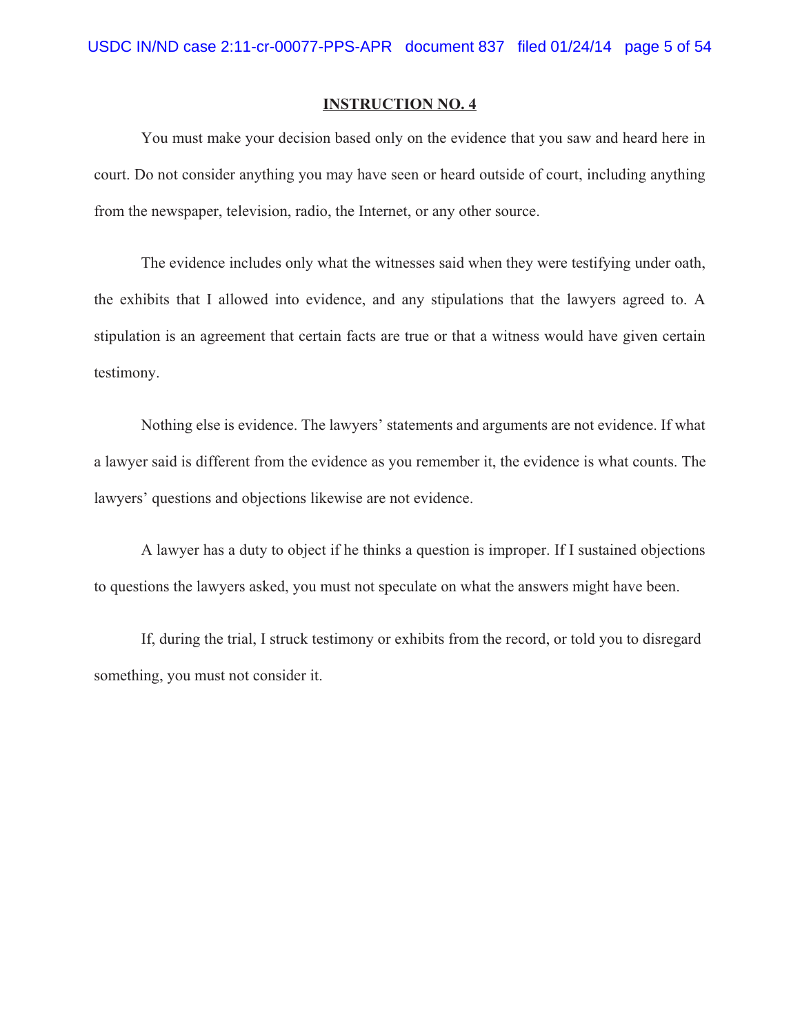## INSTRUCTION NO. 4

You must make your decision based only on the evidence that you saw and heard here in court. Do not consider anything you may have seen or heard outside of court, including anything from the newspaper, television, radio, the Internet, or any other source.

The evidence includes only what the witnesses said when they were testifying under oath, the exhibits that I allowed into evidence, and any stipulations that the lawyers agreed to. A stipulation is an agreement that certain facts are true or that a witness would have given certain testimony.

Nothing else is evidence. The lawyers' statements and arguments are not evidence. If what a lawyer said is different from the evidence as you remember it, the evidence is what counts. The lawyers' questions and objections likewise are not evidence.

A lawyer has a duty to object if he thinks a question is improper. If I sustained objections to questions the lawyers asked, you must not speculate on what the answers might have been.

If, during the trial, I struck testimony or exhibits from the record, or told you to disregard something, you must not consider it.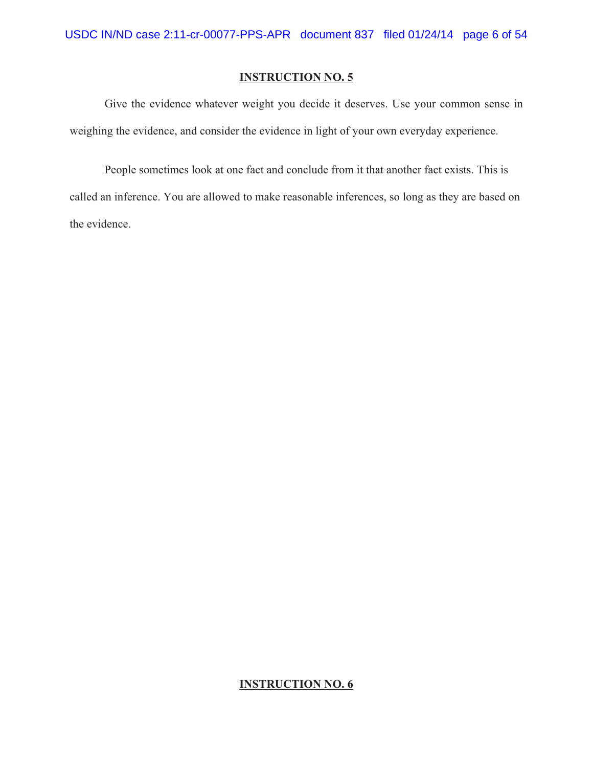## INSTRUCTION NO. 5

Give the evidence whatever weight you decide it deserves. Use your common sense in weighing the evidence, and consider the evidence in light of your own everyday experience.

People sometimes look at one fact and conclude from it that another fact exists. This is called an inference. You are allowed to make reasonable inferences, so long as they are based on the evidence.

## INSTRUCTION NO. 6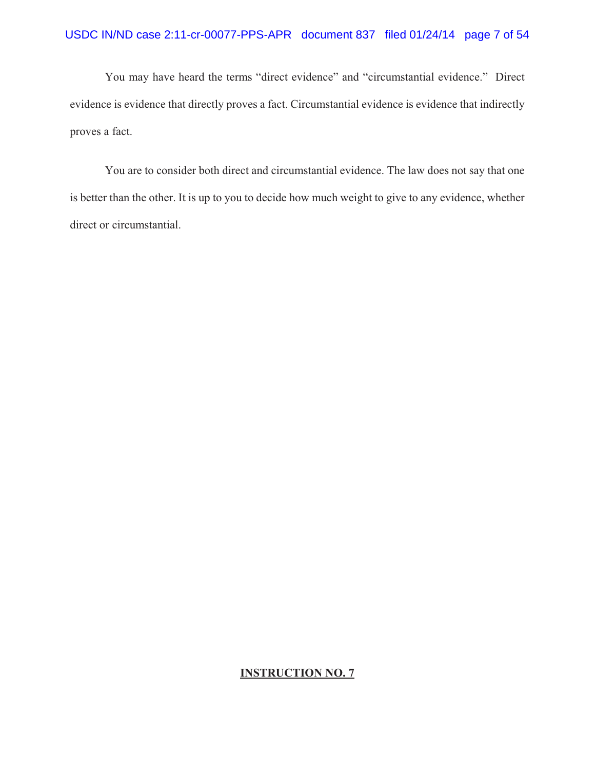You may have heard the terms “direct evidence” and “circumstantial evidence.” Direct evidence is evidence that directly proves a fact. Circumstantial evidence is evidence that indirectly proves a fact.

You are to consider both direct and circumstantial evidence. The law does not say that one is better than the other. It is up to you to decide how much weight to give to any evidence, whether direct or circumstantial.

**INSTRUCTION NO. 7**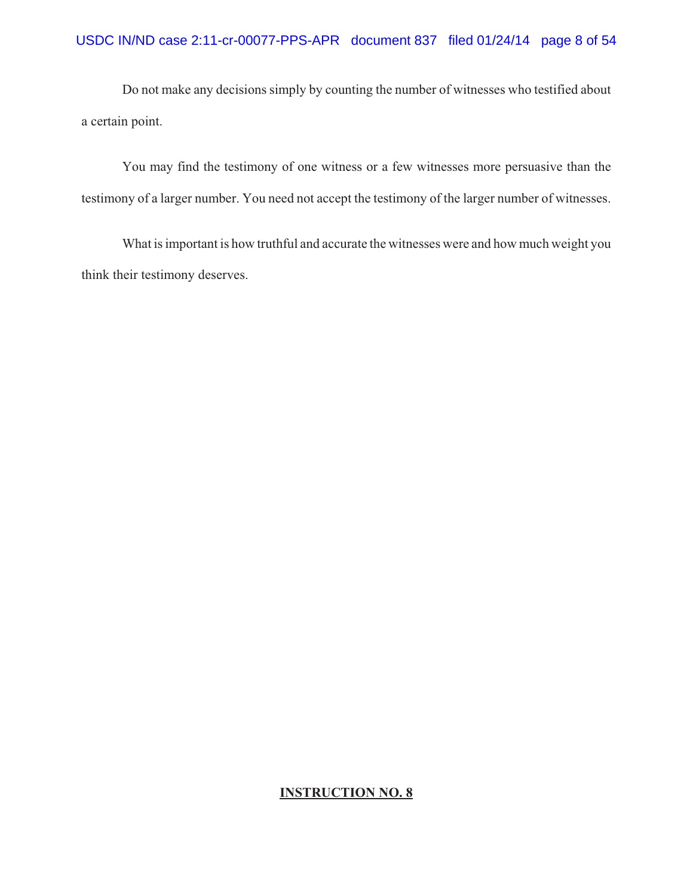Do not make any decisions simply by counting the number of witnesses who testified about a certain point.

You may find the testimony of one witness or a few witnesses more persuasive than the testimony of a larger number. You need not accept the testimony of the larger number of witnesses.

What is important is how truthful and accurate the witnesses were and how much weight you think their testimony deserves.

**INSTRUCTION NO. 8**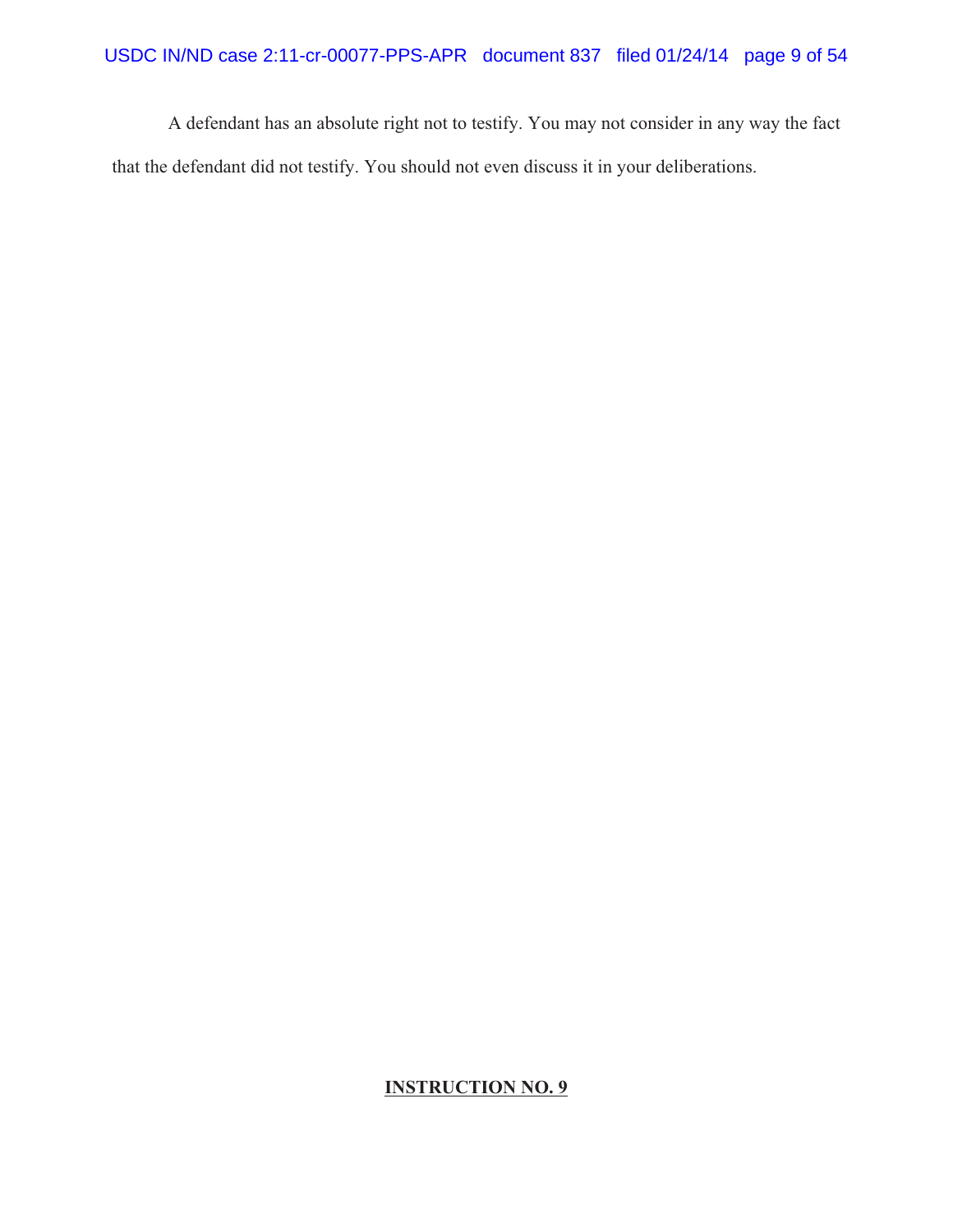A defendant has an absolute right not to testify. You may not consider in any way the fact that the defendant did not testify. You should not even discuss it in your deliberations.

**INSTRUCTION NO. 9**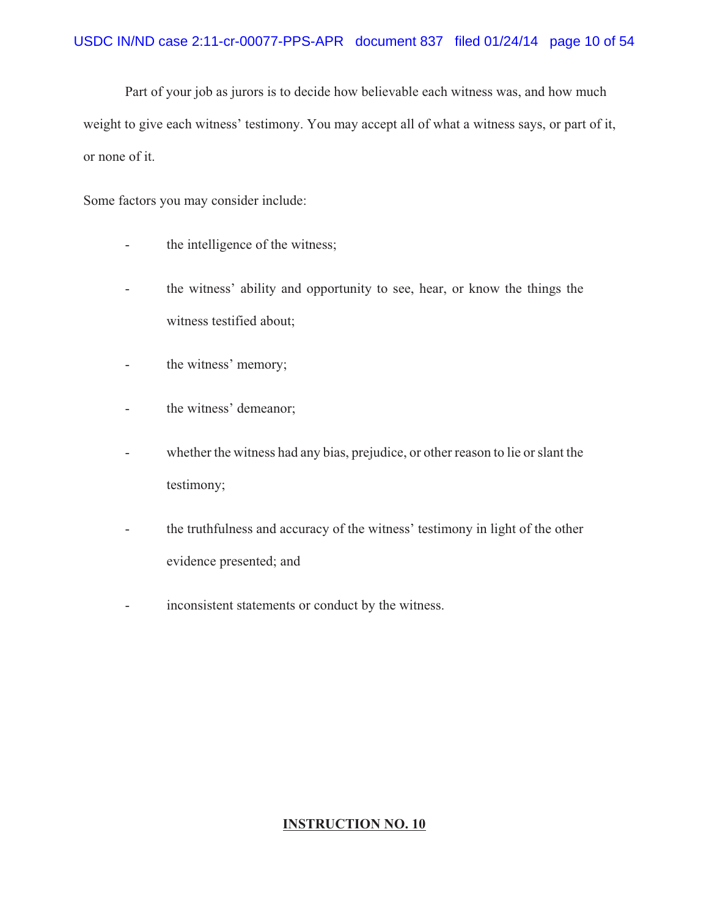Part of your job as jurors is to decide how believable each witness was, and how much weight to give each witness' testimony. You may accept all of what a witness says, or part of it, or none of it.

Some factors you may consider include:

- the intelligence of the witness;
- the witness' ability and opportunity to see, hear, or know the things the witness testified about;
- the witness' memory;
- the witness' demeanor;
- whether the witness had any bias, prejudice, or other reason to lie or slant the testimony;
- the truthfulness and accuracy of the witness' testimony in light of the other evidence presented; and
- inconsistent statements or conduct by the witness.

**INSTRUCTION NO. 10**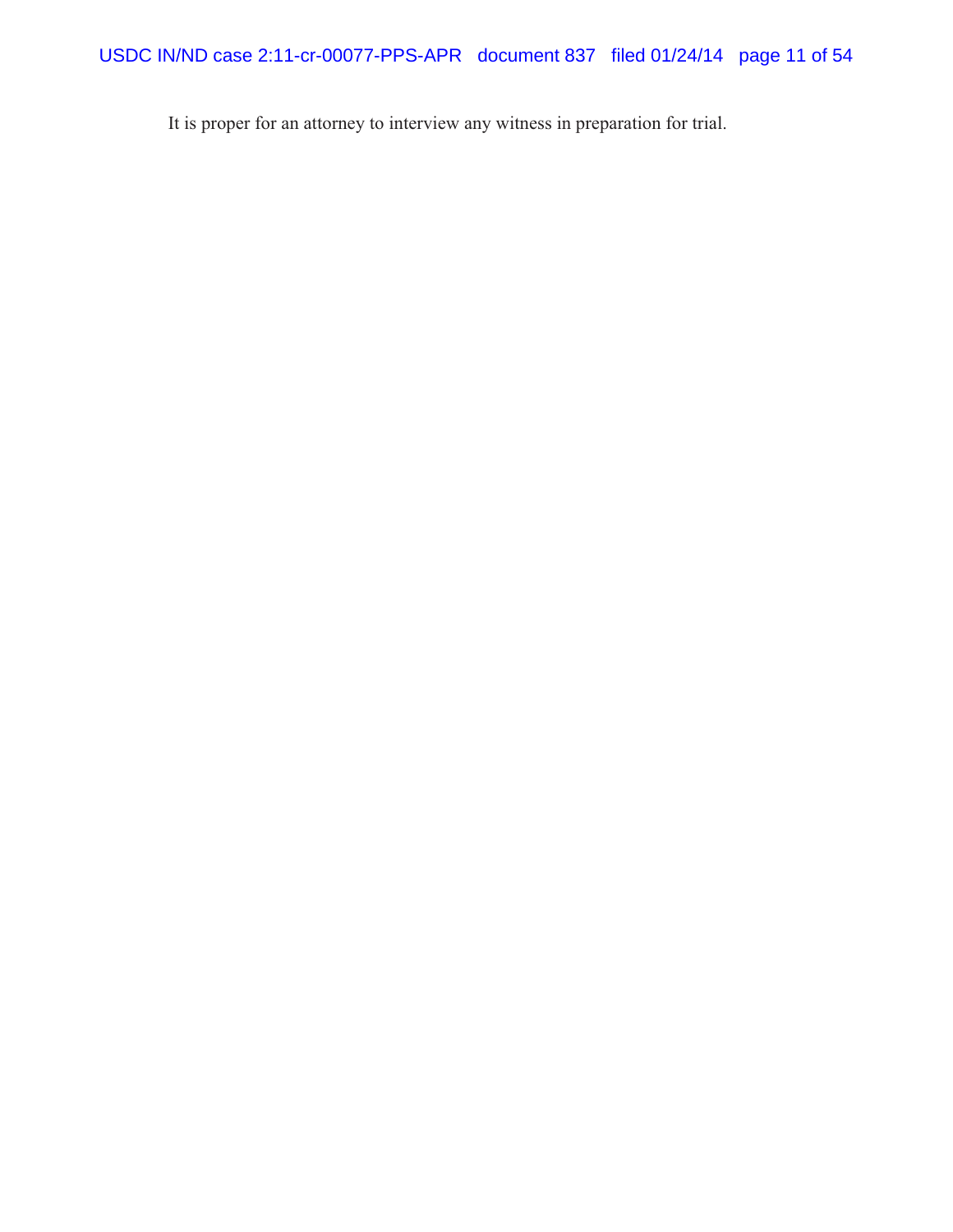It is proper for an attorney to interview any witness in preparation for trial.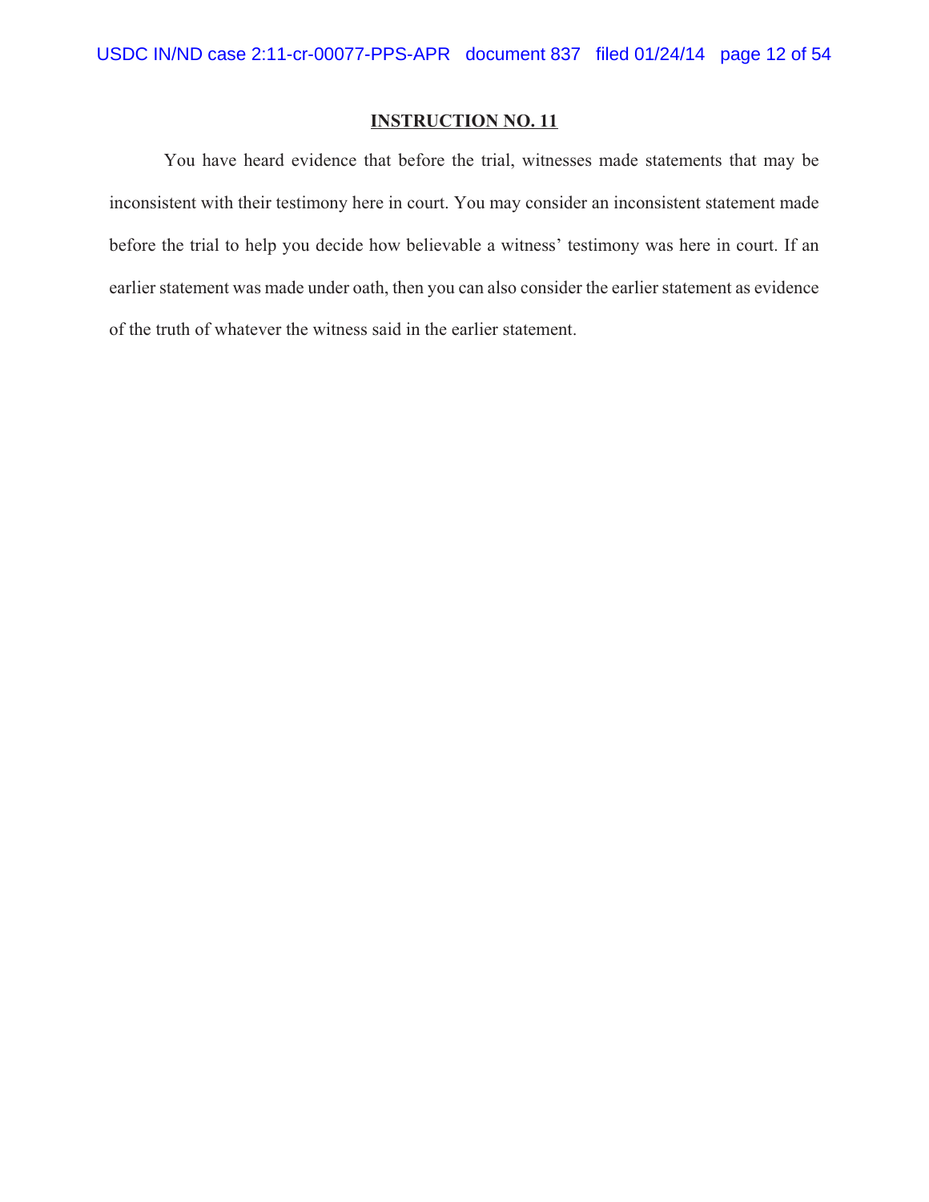## INSTRUCTION NO. 11

You have heard evidence that before the trial, witnesses made statements that may be inconsistent with their testimony here in court. You may consider an inconsistent statement made before the trial to help you decide how believable a witness' testimony was here in court. If an earlier statement was made under oath, then you can also consider the earlier statement as evidence of the truth of whatever the witness said in the earlier statement.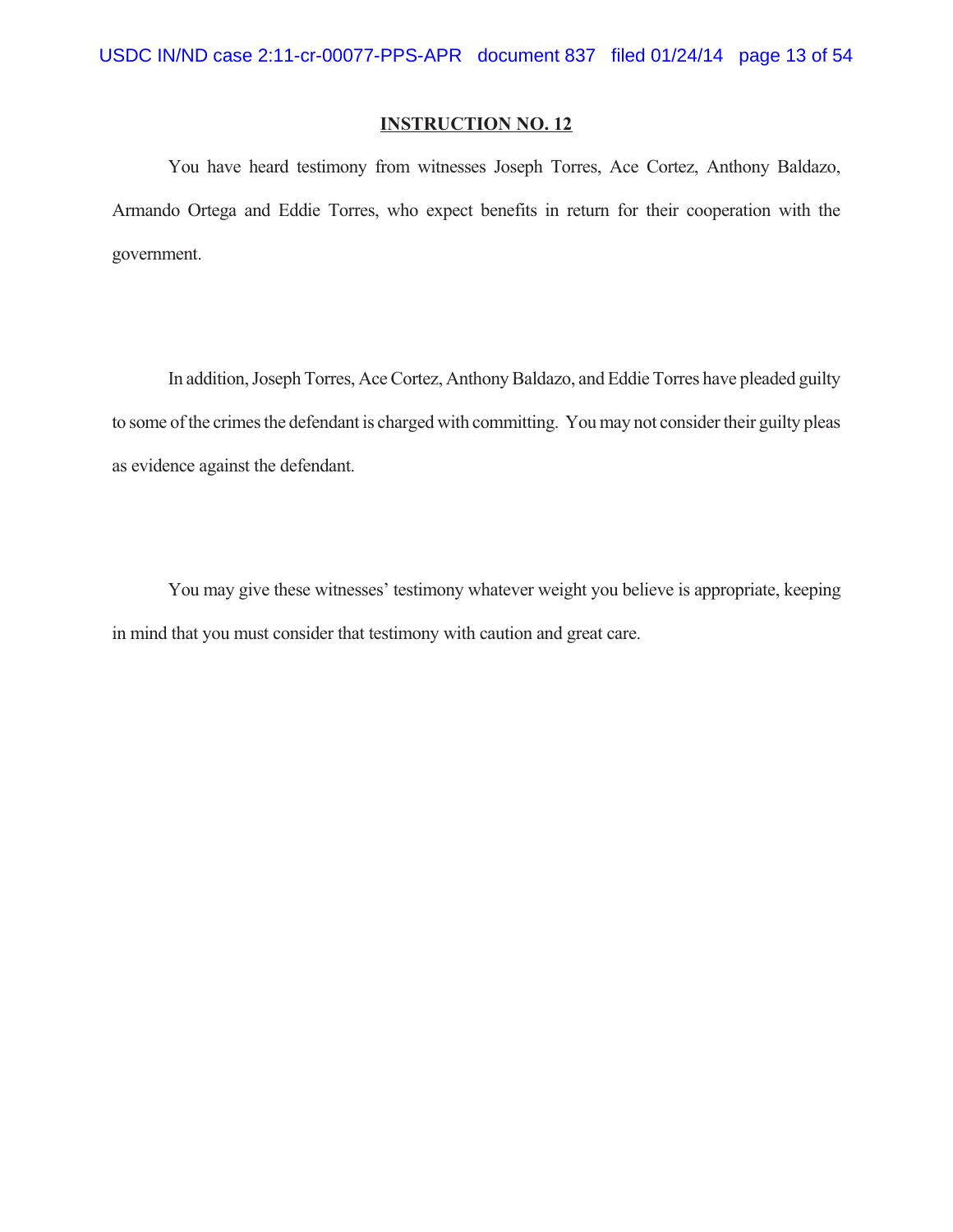## INSTRUCTION NO. 12

You have heard testimony from witnesses Joseph Torres, Ace Cortez, Anthony Baldazo, Armando Ortega and Eddie Torres, who expect benefits in return for their cooperation with the government.

In addition, Joseph Torres, Ace Cortez, Anthony Baldazo, and Eddie Torres have pleaded guilty to some of the crimes the defendant is charged with committing. You may not consider their guilty pleas as evidence against the defendant.

You may give these witnesses' testimony whatever weight you believe is appropriate, keeping in mind that you must consider that testimony with caution and great care.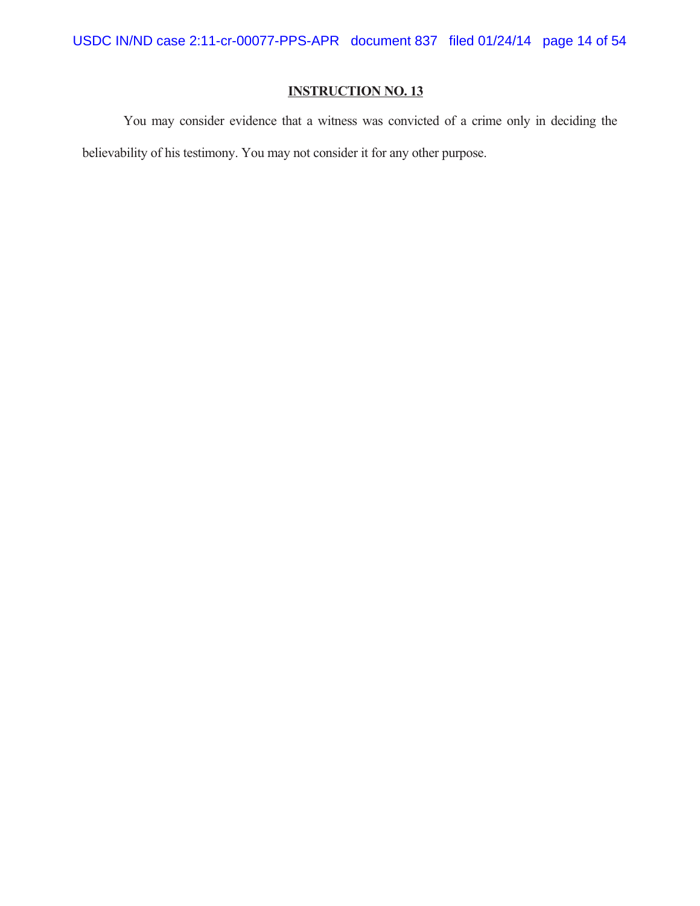## INSTRUCTION NO. 13

You may consider evidence that a witness was convicted of a crime only in deciding the believability of his testimony. You may not consider it for any other purpose.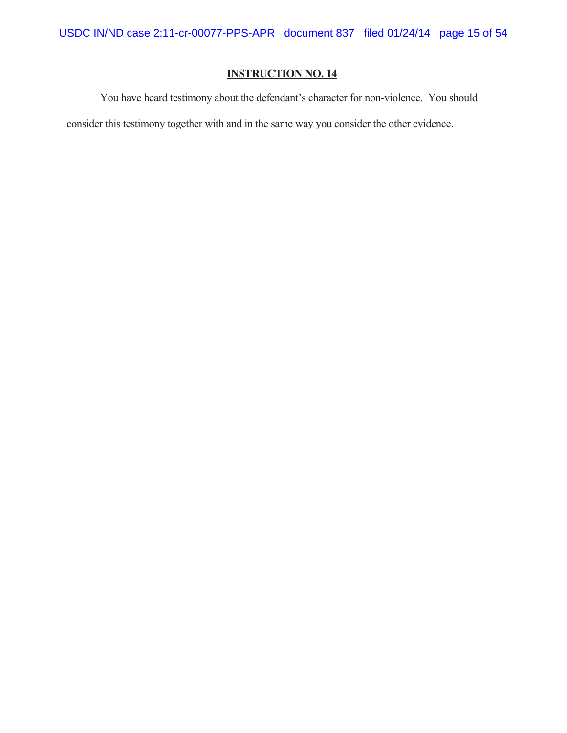## INSTRUCTION NO. 14

You have heard testimony about the defendant's character for non-violence. You should consider this testimony together with and in the same way you consider the other evidence.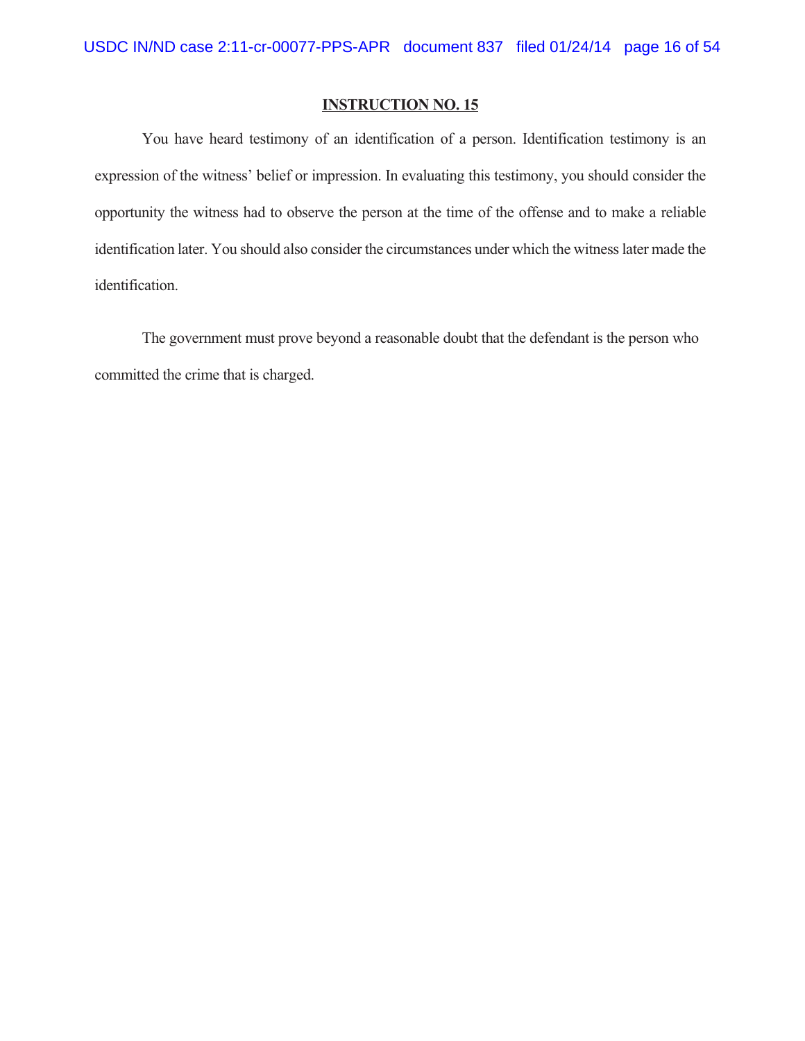## INSTRUCTION NO. 15

You have heard testimony of an identification of a person. Identification testimony is an expression of the witness' belief or impression. In evaluating this testimony, you should consider the opportunity the witness had to observe the person at the time of the offense and to make a reliable identification later. You should also consider the circumstances under which the witness later made the identification.

The government must prove beyond a reasonable doubt that the defendant is the person who committed the crime that is charged.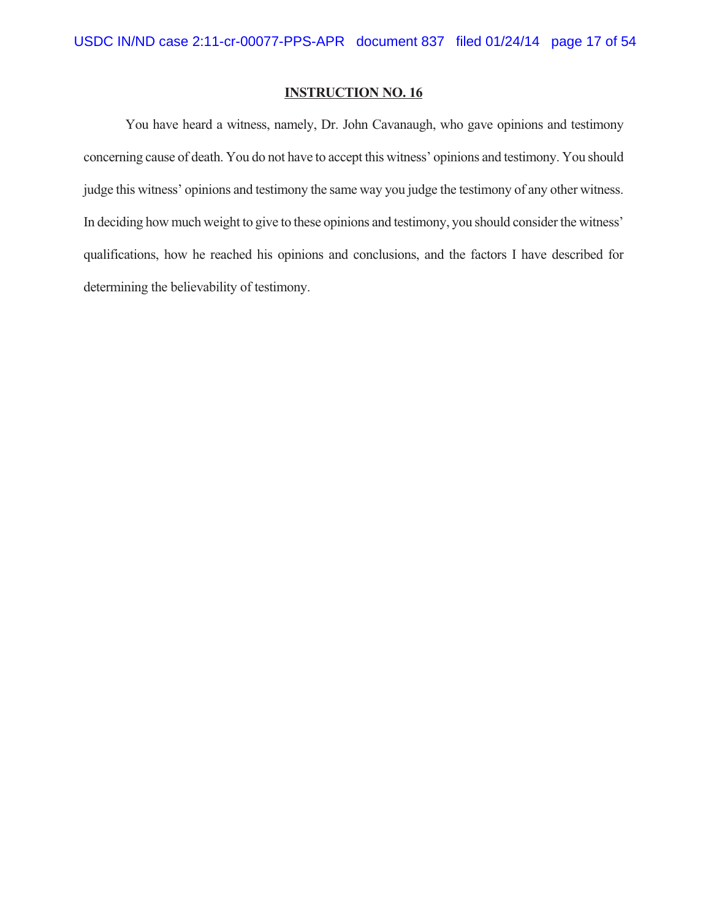# INSTRUCTION NO. 16

You have heard a witness, namely, Dr. John Cavanaugh, who gave opinions and testimony concerning cause of death. You do not have to accept this witness' opinions and testimony. You should judge this witness' opinions and testimony the same way you judge the testimony of any other witness. In deciding how much weight to give to these opinions and testimony, you should consider the witness' qualifications, how he reached his opinions and conclusions, and the factors I have described for determining the believability of testimony.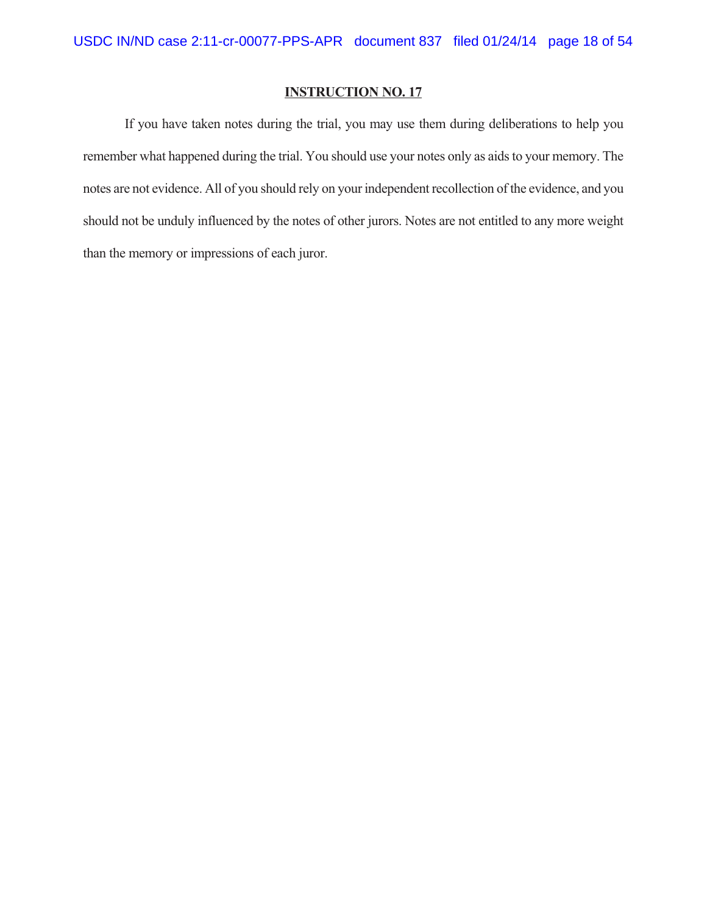**INSTRUCTION NO. 17**

If you have taken notes during the trial, you may use them during deliberations to help you remember what happened during the trial. You should use your notes only as aids to your memory. The notes are not evidence. All of you should rely on your independent recollection of the evidence, and you should not be unduly influenced by the notes of other jurors. Notes are not entitled to any more weight than the memory or impressions of each juror.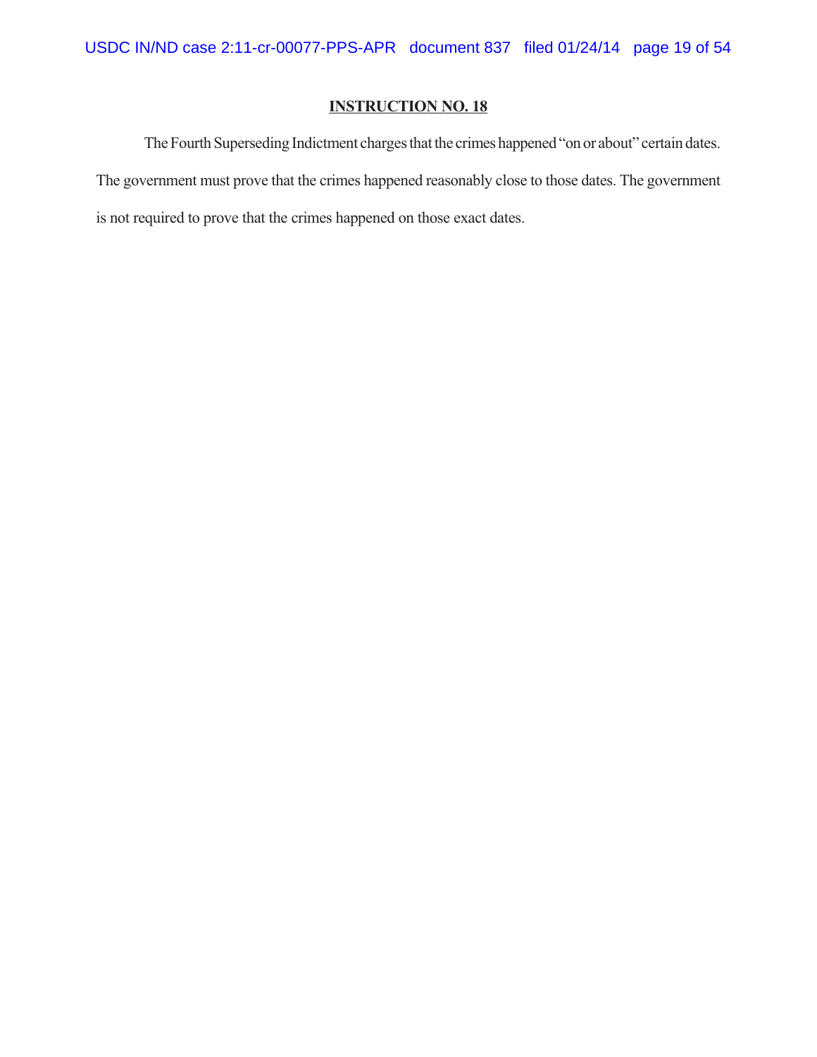**INSTRUCTION NO. 18**

The Fourth Superseding Indictment charges that the crimes happened "on or about" certain dates. The government must prove that the crimes happened reasonably close to those dates. The government is not required to prove that the crimes happened on those exact dates.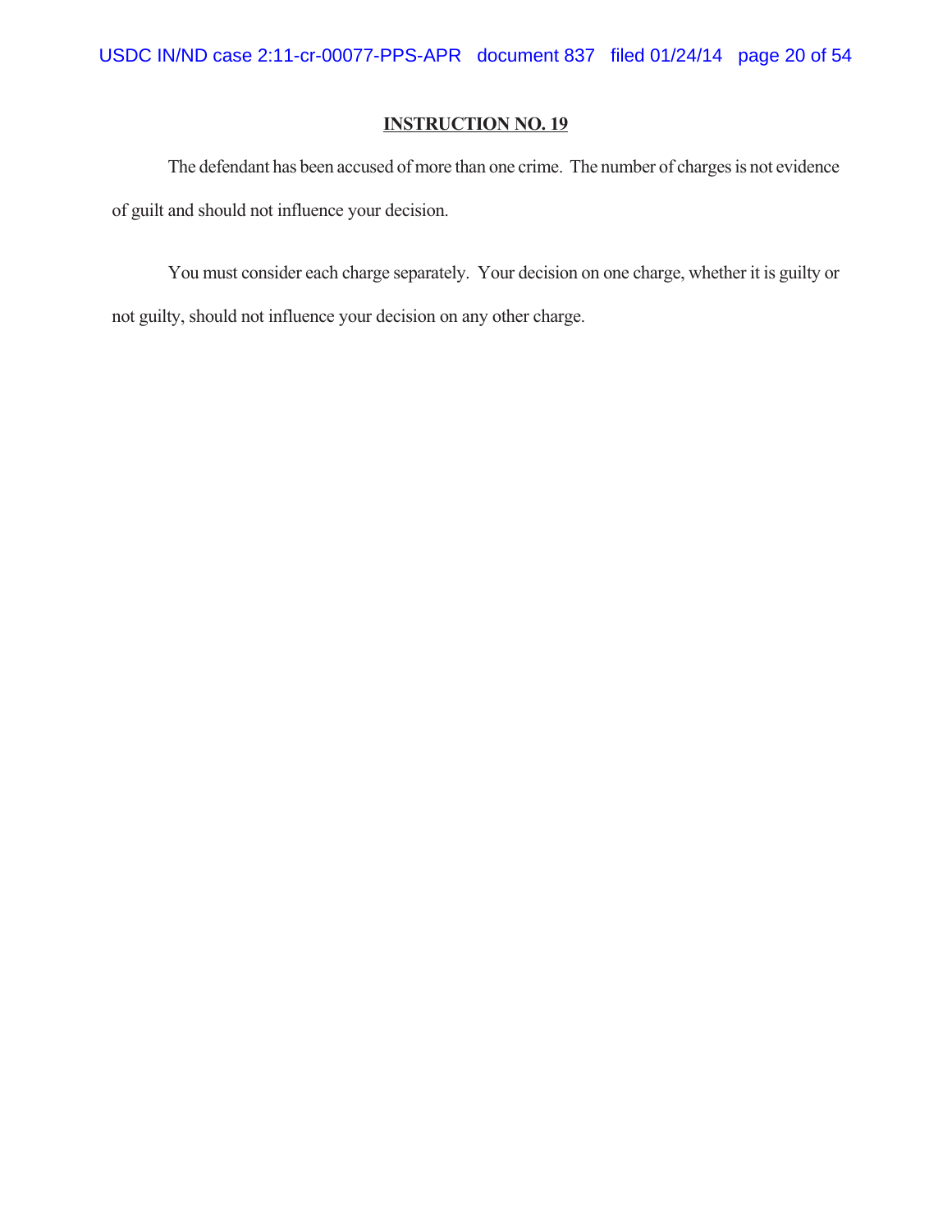**INSTRUCTION NO. 19**

The defendant has been accused of more than one crime. The number of charges is not evidence of guilt and should not influence your decision.

You must consider each charge separately. Your decision on one charge, whether it is guilty or not guilty, should not influence your decision on any other charge.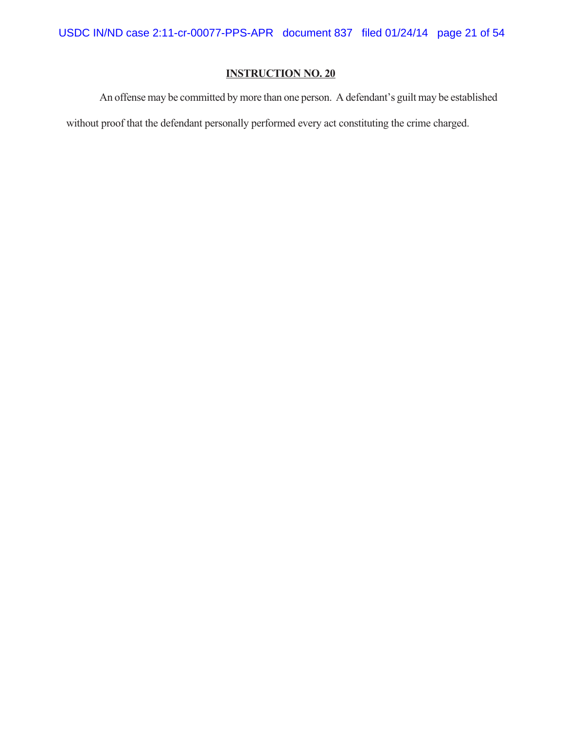## INSTRUCTION NO. 20

An offense may be committed by more than one person. A defendant's guilt may be established without proof that the defendant personally performed every act constituting the crime charged.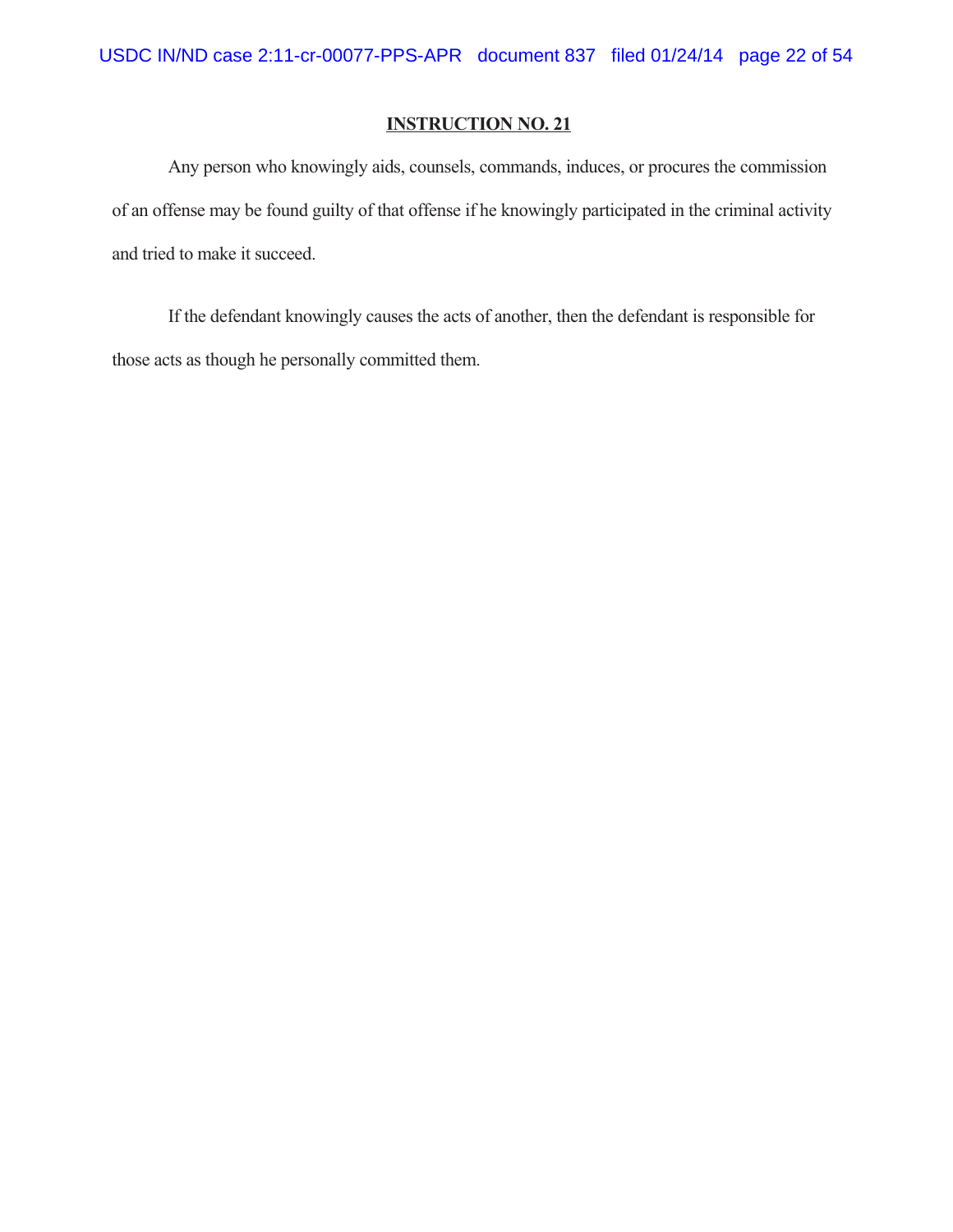**INSTRUCTION NO. 21**

Any person who knowingly aids, counsels, commands, induces, or procures the commission of an offense may be found guilty of that offense if he knowingly participated in the criminal activity and tried to make it succeed.

If the defendant knowingly causes the acts of another, then the defendant is responsible for those acts as though he personally committed them.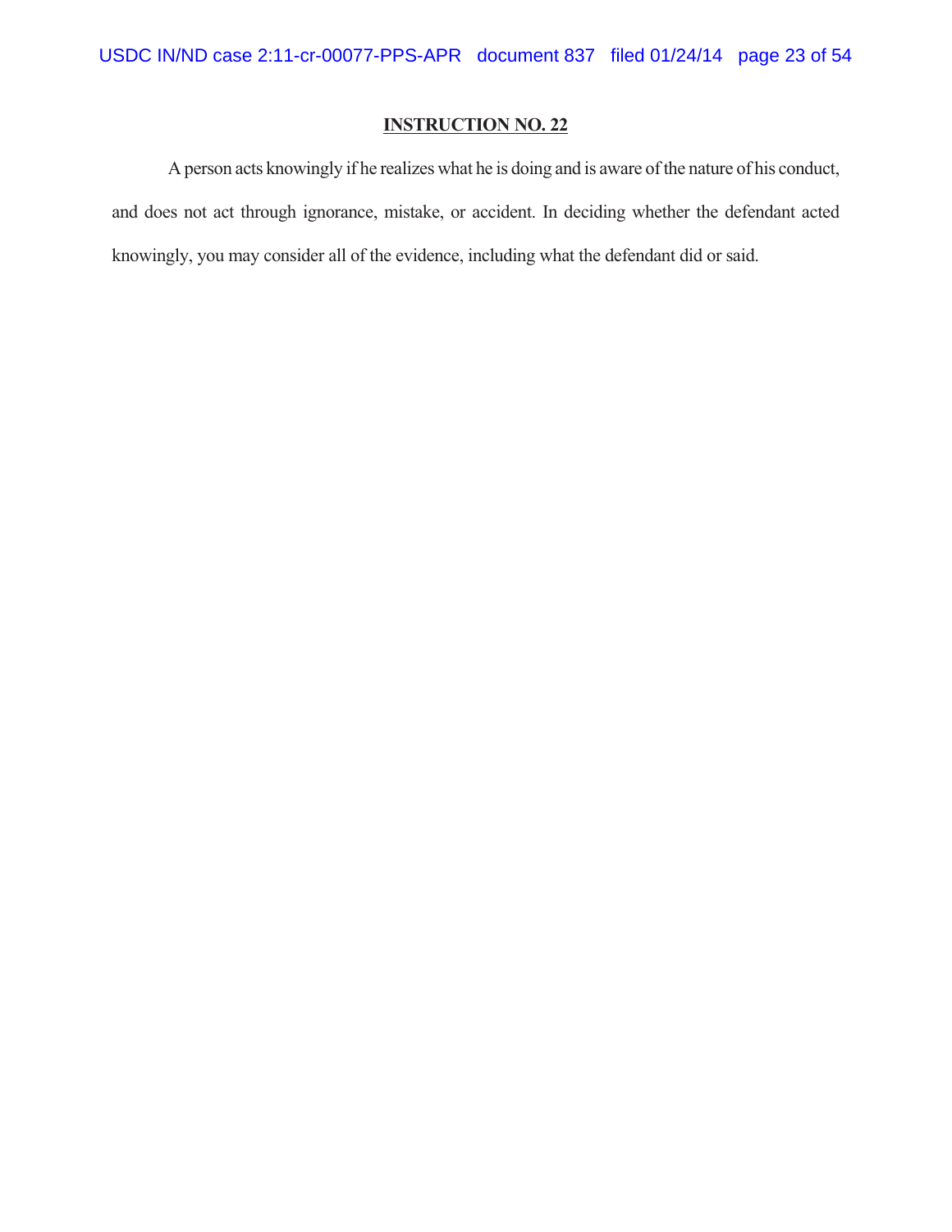**INSTRUCTION NO. 22**

A person acts knowingly if he realizes what he is doing and is aware of the nature of his conduct, and does not act through ignorance, mistake, or accident. In deciding whether the defendant acted knowingly, you may consider all of the evidence, including what the defendant did or said.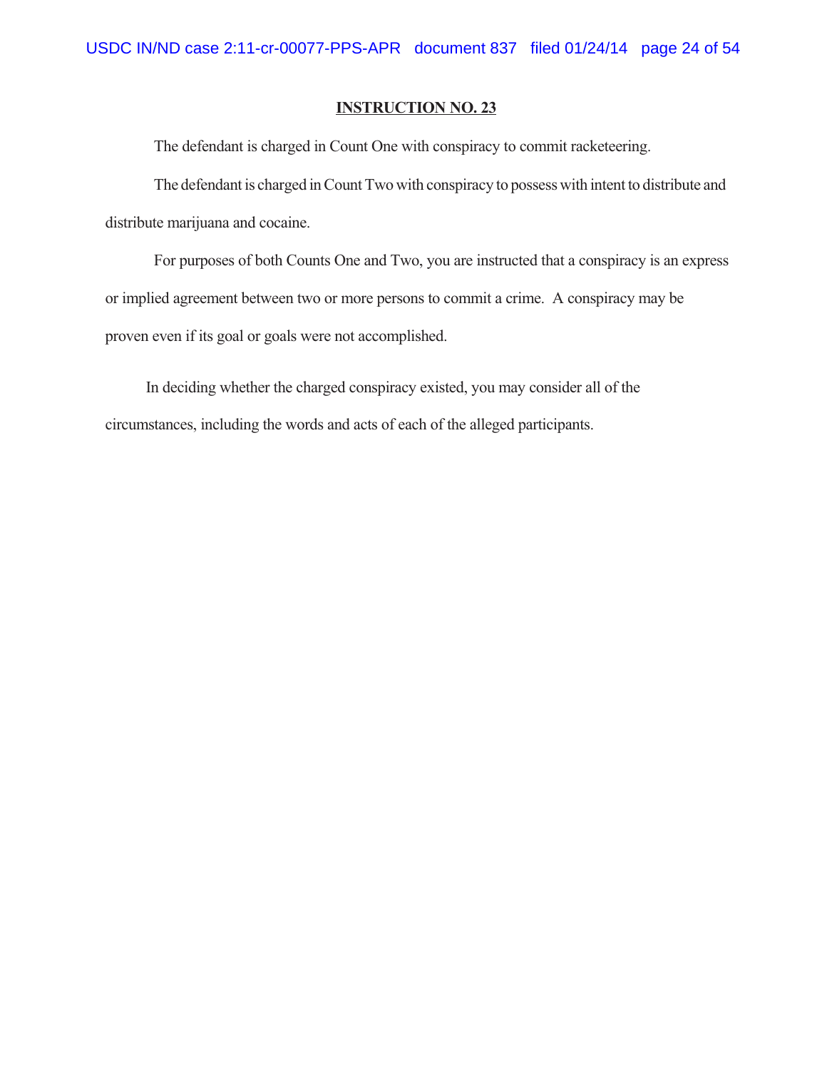**INSTRUCTION NO. 23**

The defendant is charged in Count One with conspiracy to commit racketeering.

The defendant is charged in Count Two with conspiracy to possess with intent to distribute and distribute marijuana and cocaine.

For purposes of both Counts One and Two, you are instructed that a conspiracy is an express or implied agreement between two or more persons to commit a crime. A conspiracy may be proven even if its goal or goals were not accomplished.

In deciding whether the charged conspiracy existed, you may consider all of the circumstances, including the words and acts of each of the alleged participants.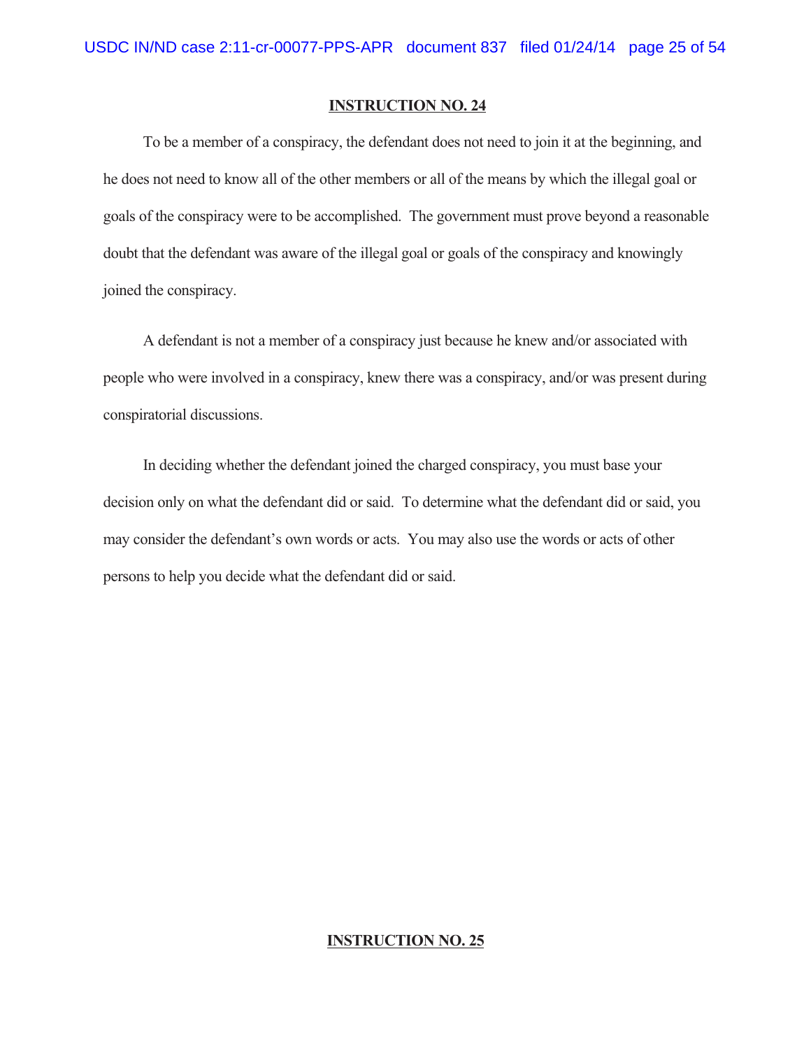**INSTRUCTION NO. 24**

To be a member of a conspiracy, the defendant does not need to join it at the beginning, and he does not need to know all of the other members or all of the means by which the illegal goal or goals of the conspiracy were to be accomplished. The government must prove beyond a reasonable doubt that the defendant was aware of the illegal goal or goals of the conspiracy and knowingly joined the conspiracy.

A defendant is not a member of a conspiracy just because he knew and/or associated with people who were involved in a conspiracy, knew there was a conspiracy, and/or was present during conspiratorial discussions.

In deciding whether the defendant joined the charged conspiracy, you must base your decision only on what the defendant did or said. To determine what the defendant did or said, you may consider the defendant's own words or acts. You may also use the words or acts of other persons to help you decide what the defendant did or said.

**INSTRUCTION NO. 25**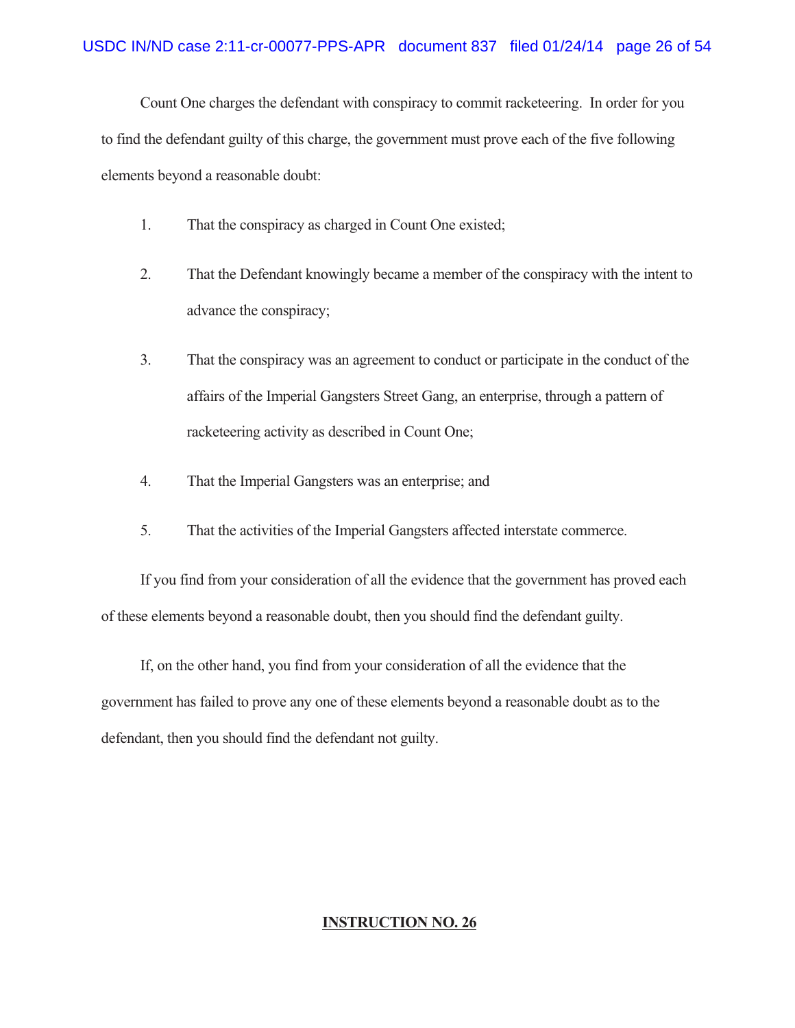Count One charges the defendant with conspiracy to commit racketeering. In order for you to find the defendant guilty of this charge, the government must prove each of the five following elements beyond a reasonable doubt:

1. That the conspiracy as charged in Count One existed;

2. That the Defendant knowingly became a member of the conspiracy with the intent to advance the conspiracy;

3. That the conspiracy was an agreement to conduct or participate in the conduct of the affairs of the Imperial Gangsters Street Gang, an enterprise, through a pattern of racketeering activity as described in Count One;

4. That the Imperial Gangsters was an enterprise; and

5. That the activities of the Imperial Gangsters affected interstate commerce.

If you find from your consideration of all the evidence that the government has proved each of these elements beyond a reasonable doubt, then you should find the defendant guilty.

If, on the other hand, you find from your consideration of all the evidence that the government has failed to prove any one of these elements beyond a reasonable doubt as to the defendant, then you should find the defendant not guilty.

**INSTRUCTION NO. 26**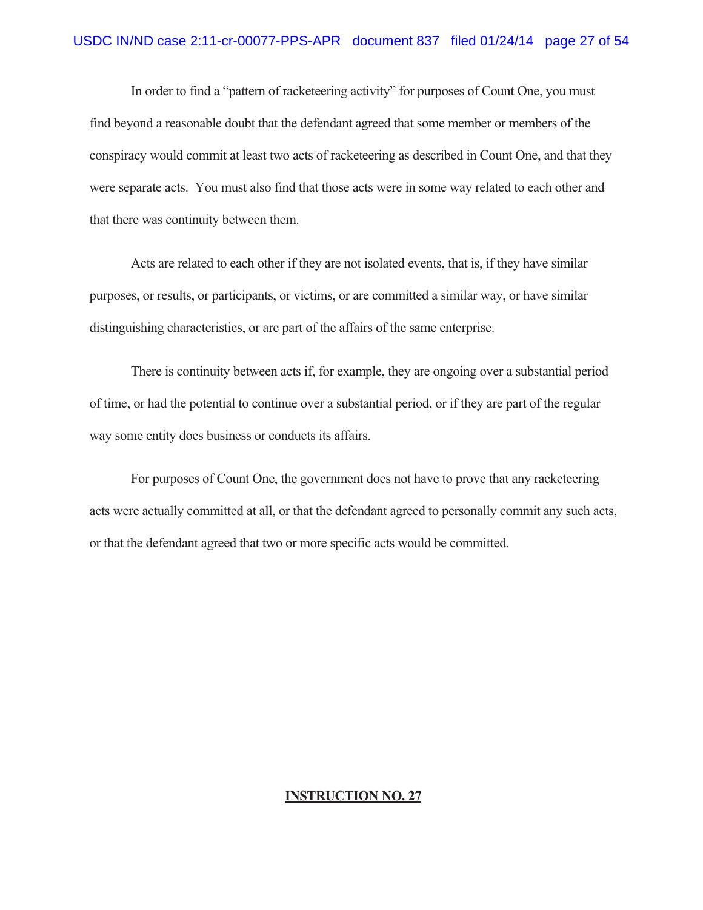In order to find a "pattern of racketeering activity" for purposes of Count One, you must find beyond a reasonable doubt that the defendant agreed that some member or members of the conspiracy would commit at least two acts of racketeering as described in Count One, and that they were separate acts. You must also find that those acts were in some way related to each other and that there was continuity between them.

Acts are related to each other if they are not isolated events, that is, if they have similar purposes, or results, or participants, or victims, or are committed a similar way, or have similar distinguishing characteristics, or are part of the affairs of the same enterprise.

There is continuity between acts if, for example, they are ongoing over a substantial period of time, or had the potential to continue over a substantial period, or if they are part of the regular way some entity does business or conducts its affairs.

For purposes of Count One, the government does not have to prove that any racketeering acts were actually committed at all, or that the defendant agreed to personally commit any such acts, or that the defendant agreed that two or more specific acts would be committed.

**INSTRUCTION NO. 27**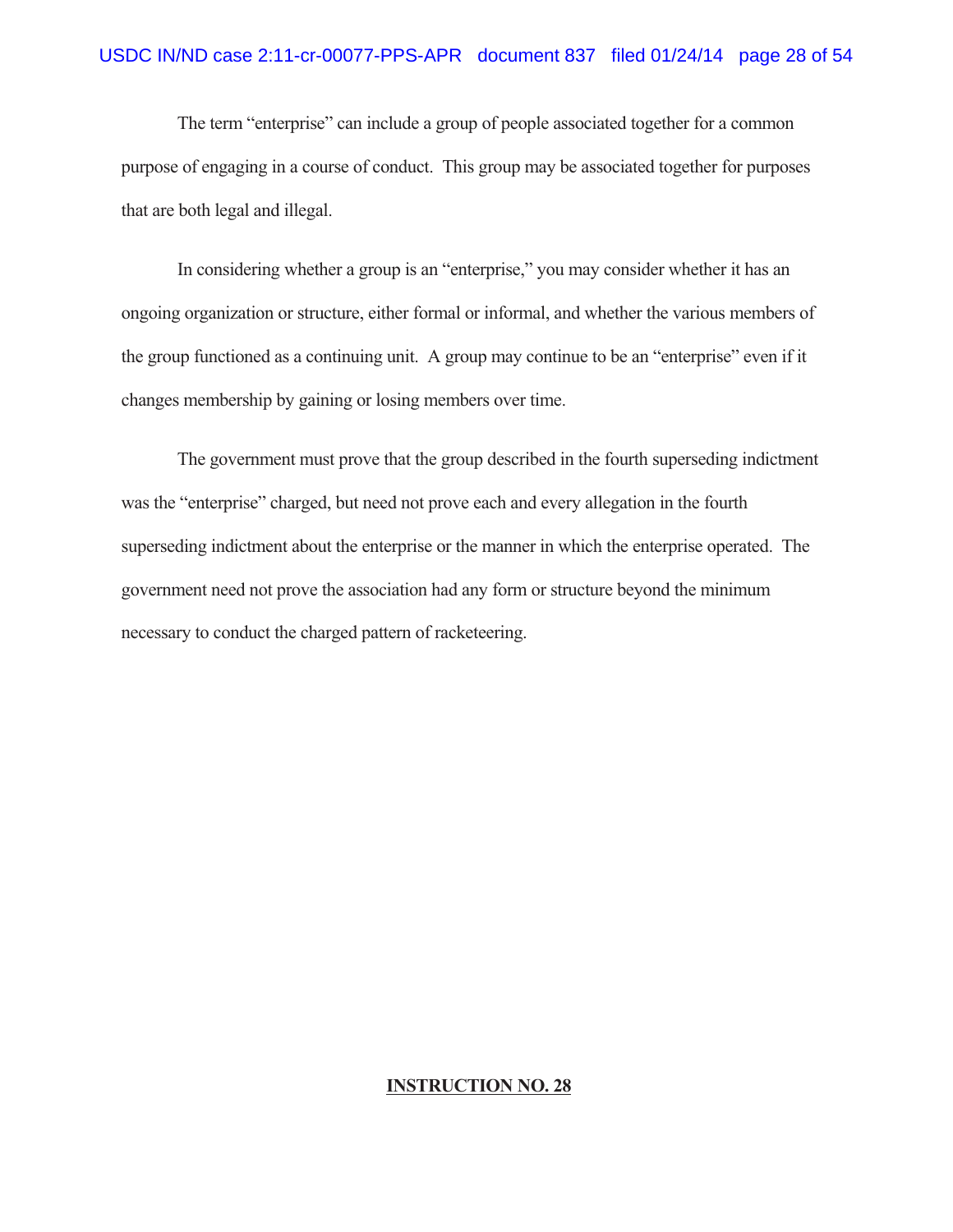The term "enterprise" can include a group of people associated together for a common purpose of engaging in a course of conduct. This group may be associated together for purposes that are both legal and illegal.

In considering whether a group is an "enterprise," you may consider whether it has an ongoing organization or structure, either formal or informal, and whether the various members of the group functioned as a continuing unit. A group may continue to be an "enterprise" even if it changes membership by gaining or losing members over time.

The government must prove that the group described in the fourth superseding indictment was the "enterprise" charged, but need not prove each and every allegation in the fourth superseding indictment about the enterprise or the manner in which the enterprise operated. The government need not prove the association had any form or structure beyond the minimum necessary to conduct the charged pattern of racketeering.

**INSTRUCTION NO. 28**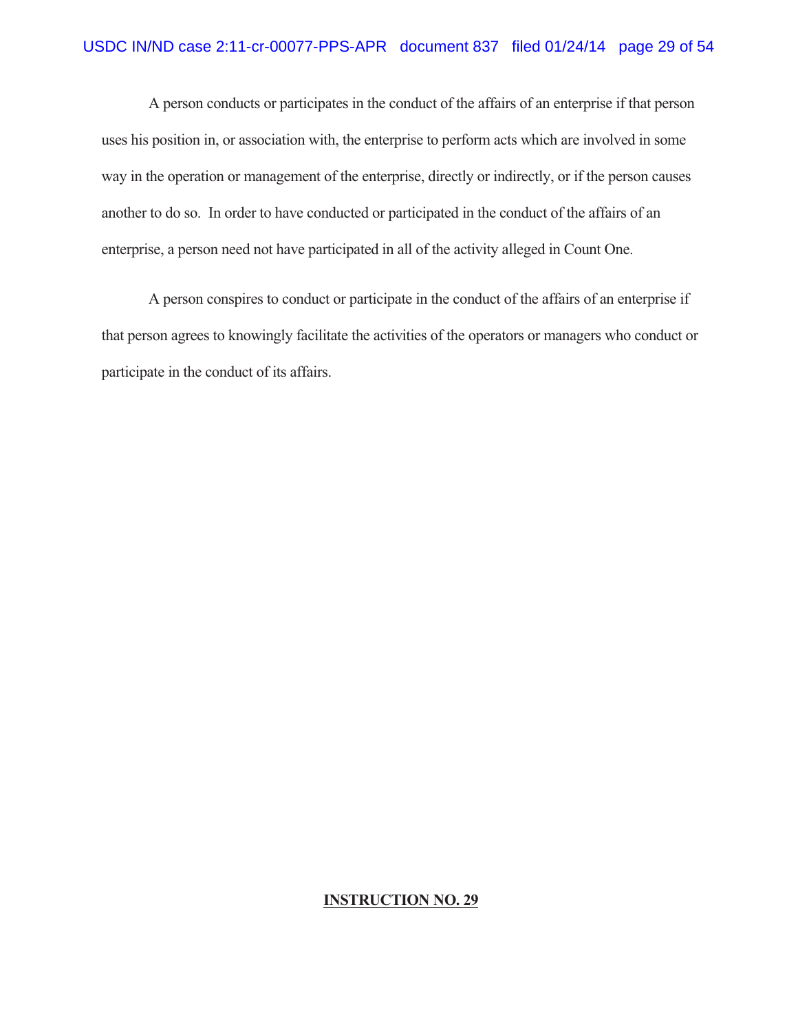A person conducts or participates in the conduct of the affairs of an enterprise if that person uses his position in, or association with, the enterprise to perform acts which are involved in some way in the operation or management of the enterprise, directly or indirectly, or if the person causes another to do so. In order to have conducted or participated in the conduct of the affairs of an enterprise, a person need not have participated in all of the activity alleged in Count One.

A person conspires to conduct or participate in the conduct of the affairs of an enterprise if that person agrees to knowingly facilitate the activities of the operators or managers who conduct or participate in the conduct of its affairs.

**INSTRUCTION NO. 29**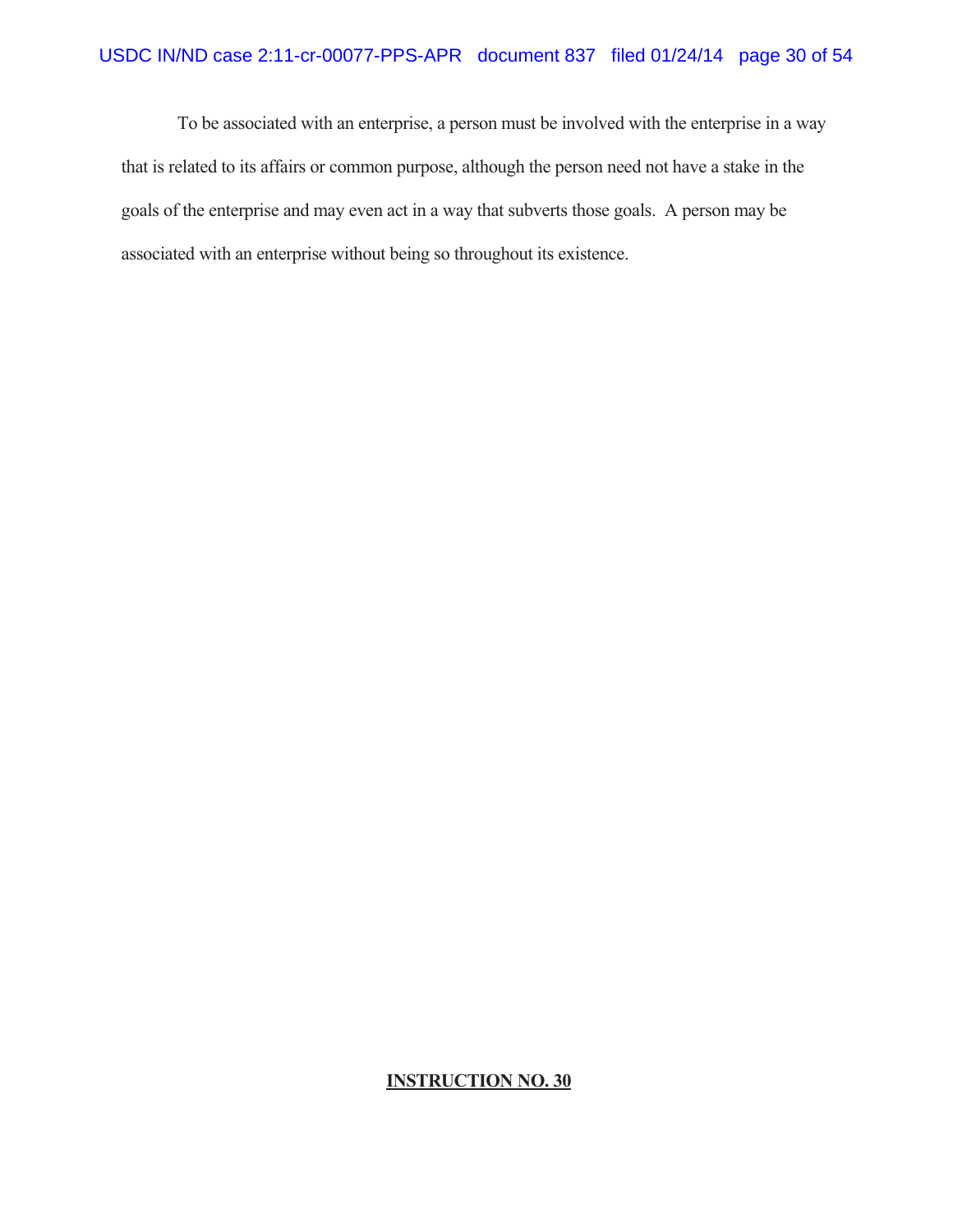To be associated with an enterprise, a person must be involved with the enterprise in a way that is related to its affairs or common purpose, although the person need not have a stake in the goals of the enterprise and may even act in a way that subverts those goals. A person may be associated with an enterprise without being so throughout its existence.

**INSTRUCTION NO. 30**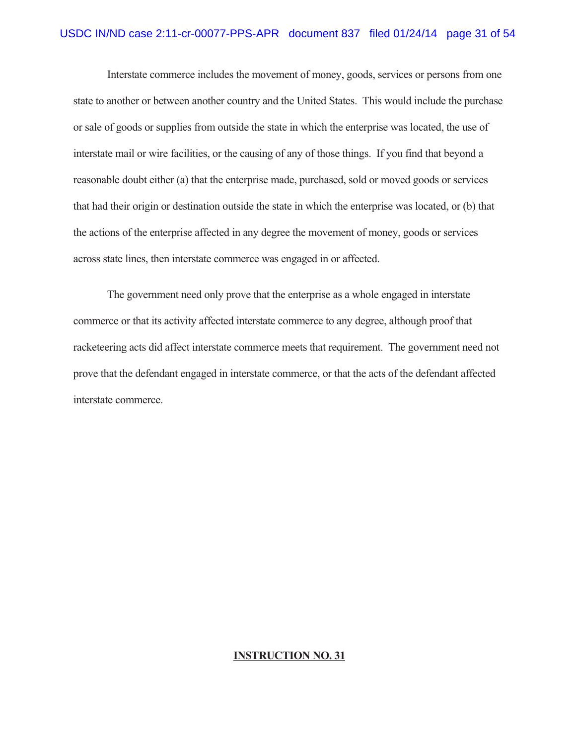Interstate commerce includes the movement of money, goods, services or persons from one state to another or between another country and the United States. This would include the purchase or sale of goods or supplies from outside the state in which the enterprise was located, the use of interstate mail or wire facilities, or the causing of any of those things. If you find that beyond a reasonable doubt either (a) that the enterprise made, purchased, sold or moved goods or services that had their origin or destination outside the state in which the enterprise was located, or (b) that the actions of the enterprise affected in any degree the movement of money, goods or services across state lines, then interstate commerce was engaged in or affected.

The government need only prove that the enterprise as a whole engaged in interstate commerce or that its activity affected interstate commerce to any degree, although proof that racketeering acts did affect interstate commerce meets that requirement. The government need not prove that the defendant engaged in interstate commerce, or that the acts of the defendant affected interstate commerce.

**INSTRUCTION NO. 31**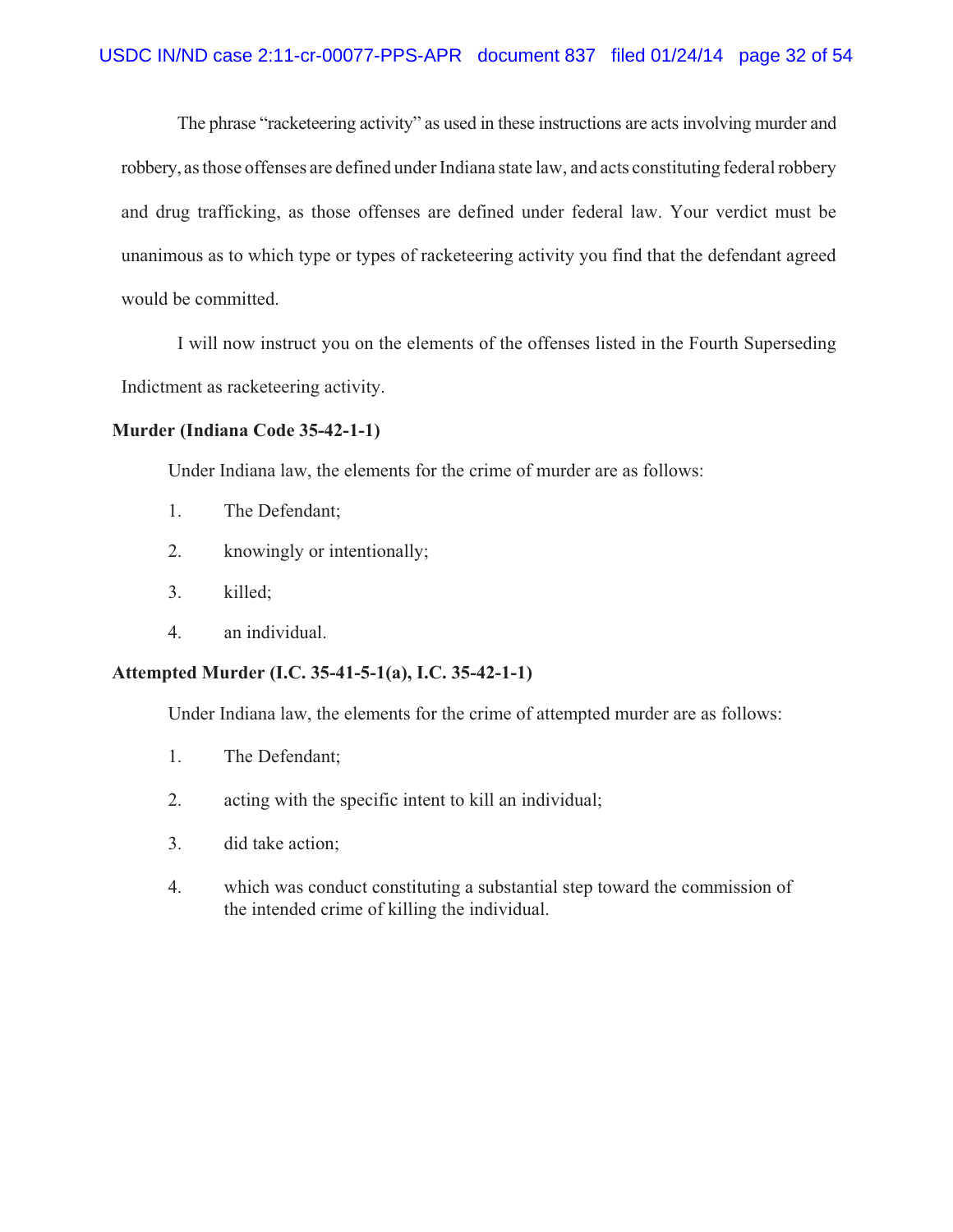The phrase "racketeering activity" as used in these instructions are acts involving murder and robbery, as those offenses are defined under Indiana state law, and acts constituting federal robbery and drug trafficking, as those offenses are defined under federal law. Your verdict must be unanimous as to which type or types of racketeering activity you find that the defendant agreed would be committed.

I will now instruct you on the elements of the offenses listed in the Fourth Superseding Indictment as racketeering activity.

**Murder (Indiana Code 35-42-1-1)**

Under Indiana law, the elements for the crime of murder are as follows:

1. The Defendant;
2. knowingly or intentionally;
3. killed;
4. an individual.

**Attempted Murder (I.C. 35-41-5-1(a), I.C. 35-42-1-1)**

Under Indiana law, the elements for the crime of attempted murder are as follows:

1. The Defendant;
2. acting with the specific intent to kill an individual;
3. did take action;
4. which was conduct constituting a substantial step toward the commission of the intended crime of killing the individual.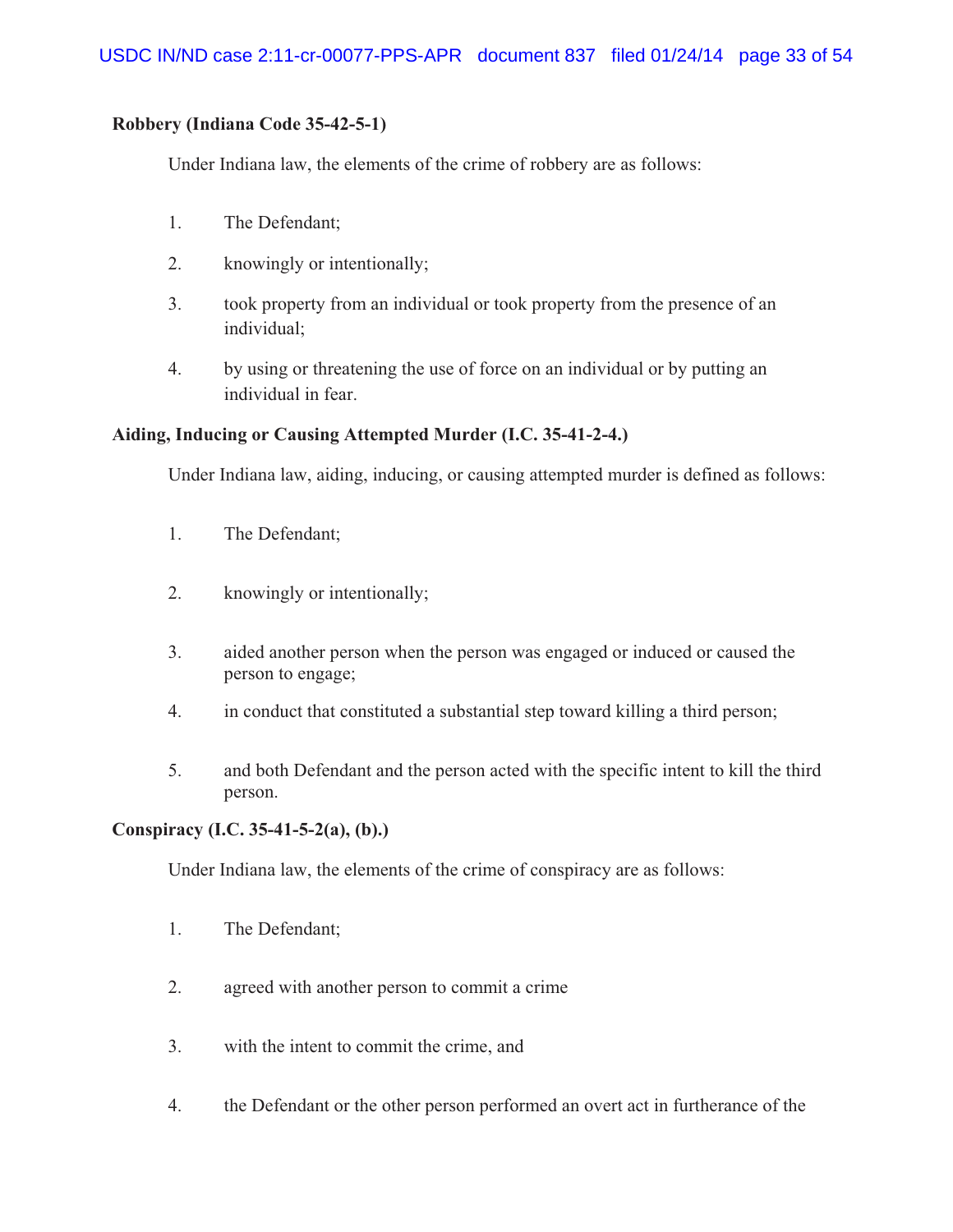**Robbery (Indiana Code 35-42-5-1)**

Under Indiana law, the elements of the crime of robbery are as follows:

1. The Defendant;
2. knowingly or intentionally;
3. took property from an individual or took property from the presence of an individual;
4. by using or threatening the use of force on an individual or by putting an individual in fear.

**Aiding, Inducing or Causing Attempted Murder (I.C. 35-41-2-4.)**

Under Indiana law, aiding, inducing, or causing attempted murder is defined as follows:

1. The Defendant;
2. knowingly or intentionally;
3. aided another person when the person was engaged or induced or caused the person to engage;
4. in conduct that constituted a substantial step toward killing a third person;
5. and both Defendant and the person acted with the specific intent to kill the third person.

**Conspiracy (I.C. 35-41-5-2(a), (b).)**

Under Indiana law, the elements of the crime of conspiracy are as follows:

1. The Defendant;
2. agreed with another person to commit a crime
3. with the intent to commit the crime, and
4. the Defendant or the other person performed an overt act in furtherance of the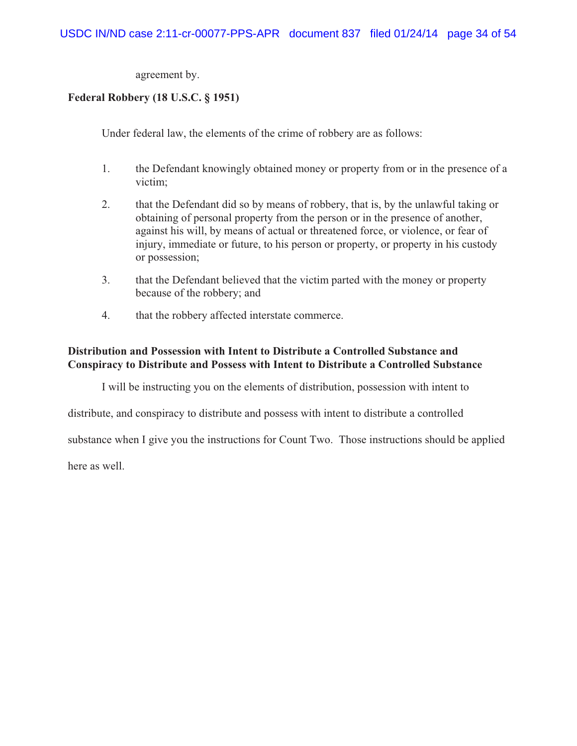agreement by.

**Federal Robbery (18 U.S.C. § 1951)**

Under federal law, the elements of the crime of robbery are as follows:

1. the Defendant knowingly obtained money or property from or in the presence of a victim;

2. that the Defendant did so by means of robbery, that is, by the unlawful taking or obtaining of personal property from the person or in the presence of another, against his will, by means of actual or threatened force, or violence, or fear of injury, immediate or future, to his person or property, or property in his custody or possession;

3. that the Defendant believed that the victim parted with the money or property because of the robbery; and

4. that the robbery affected interstate commerce.

**Distribution and Possession with Intent to Distribute a Controlled Substance and Conspiracy to Distribute and Possess with Intent to Distribute a Controlled Substance**

I will be instructing you on the elements of distribution, possession with intent to distribute, and conspiracy to distribute and possess with intent to distribute a controlled substance when I give you the instructions for Count Two. Those instructions should be applied here as well.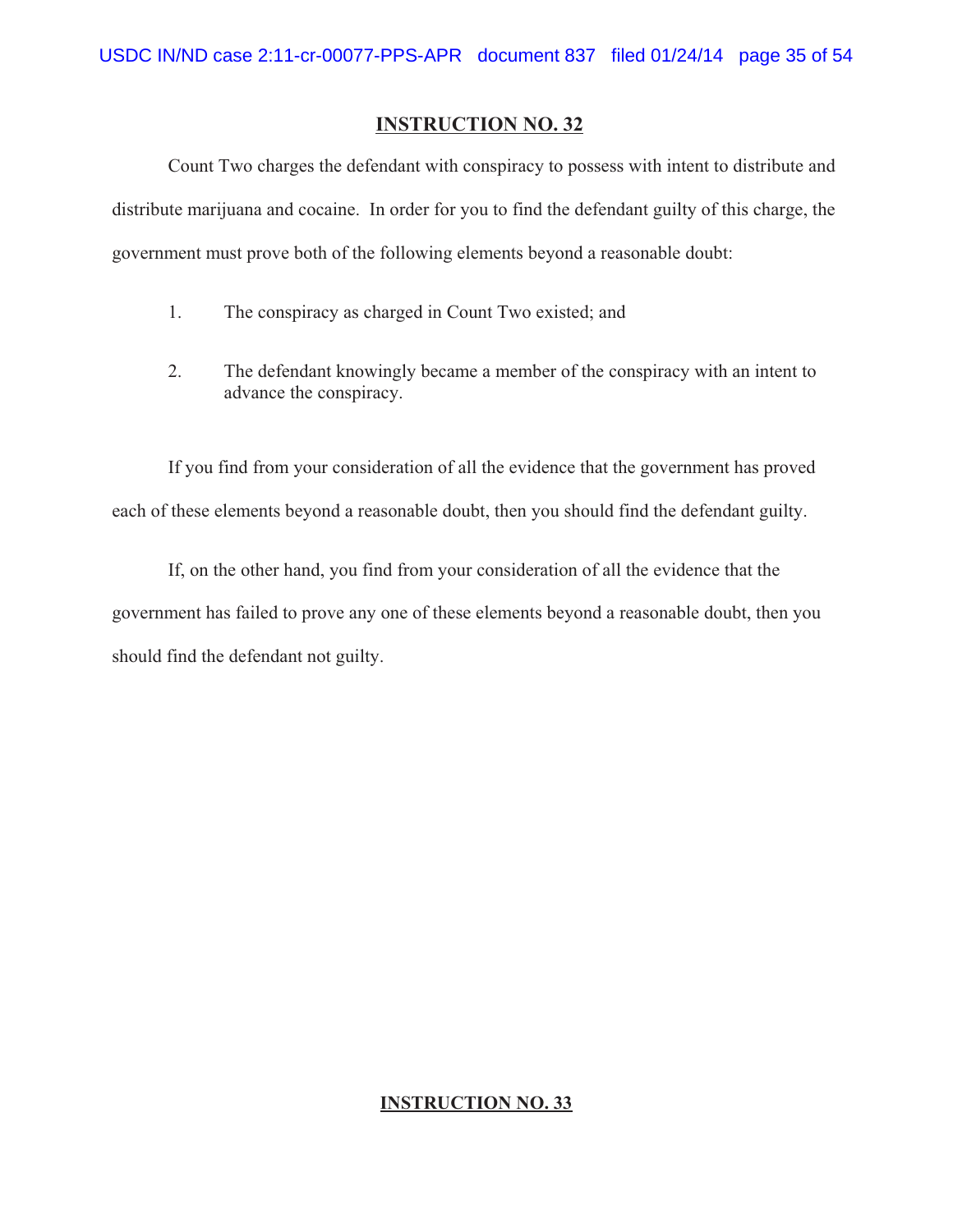## INSTRUCTION NO. 32

Count Two charges the defendant with conspiracy to possess with intent to distribute and distribute marijuana and cocaine. In order for you to find the defendant guilty of this charge, the government must prove both of the following elements beyond a reasonable doubt:

1. The conspiracy as charged in Count Two existed; and

2. The defendant knowingly became a member of the conspiracy with an intent to advance the conspiracy.

If you find from your consideration of all the evidence that the government has proved each of these elements beyond a reasonable doubt, then you should find the defendant guilty.

If, on the other hand, you find from your consideration of all the evidence that the government has failed to prove any one of these elements beyond a reasonable doubt, then you should find the defendant not guilty.

## INSTRUCTION NO. 33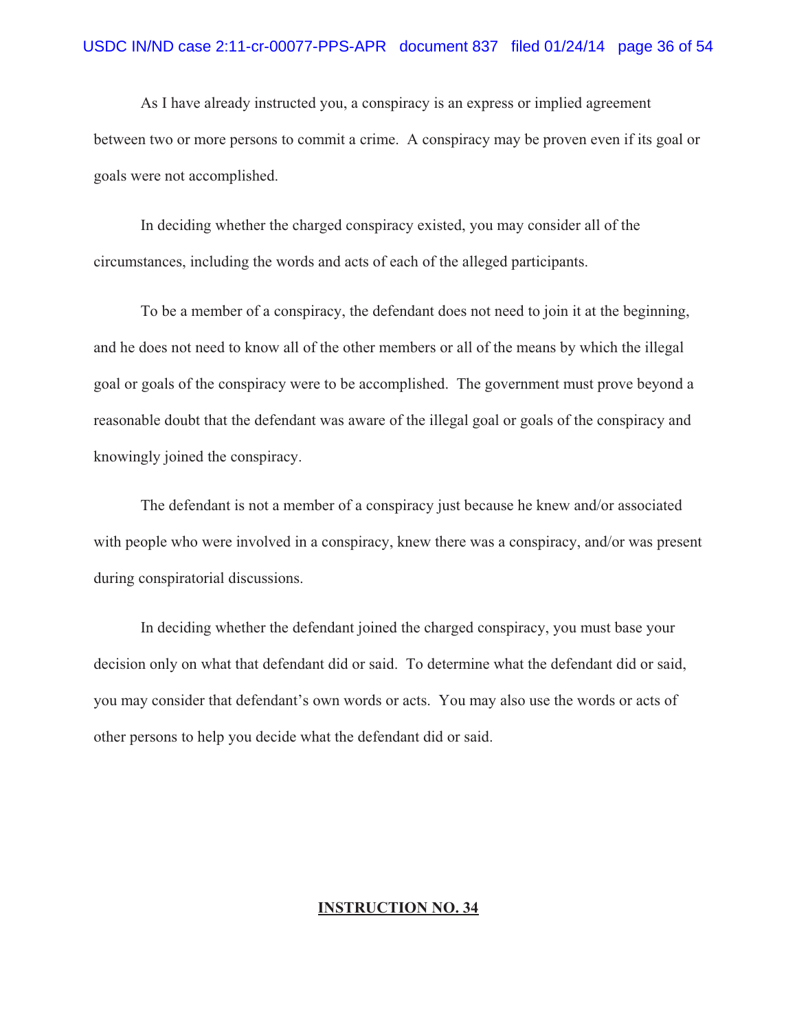As I have already instructed you, a conspiracy is an express or implied agreement between two or more persons to commit a crime. A conspiracy may be proven even if its goal or goals were not accomplished.

In deciding whether the charged conspiracy existed, you may consider all of the circumstances, including the words and acts of each of the alleged participants.

To be a member of a conspiracy, the defendant does not need to join it at the beginning, and he does not need to know all of the other members or all of the means by which the illegal goal or goals of the conspiracy were to be accomplished. The government must prove beyond a reasonable doubt that the defendant was aware of the illegal goal or goals of the conspiracy and knowingly joined the conspiracy.

The defendant is not a member of a conspiracy just because he knew and/or associated with people who were involved in a conspiracy, knew there was a conspiracy, and/or was present during conspiratorial discussions.

In deciding whether the defendant joined the charged conspiracy, you must base your decision only on what that defendant did or said. To determine what the defendant did or said, you may consider that defendant's own words or acts. You may also use the words or acts of other persons to help you decide what the defendant did or said.

**INSTRUCTION NO. 34**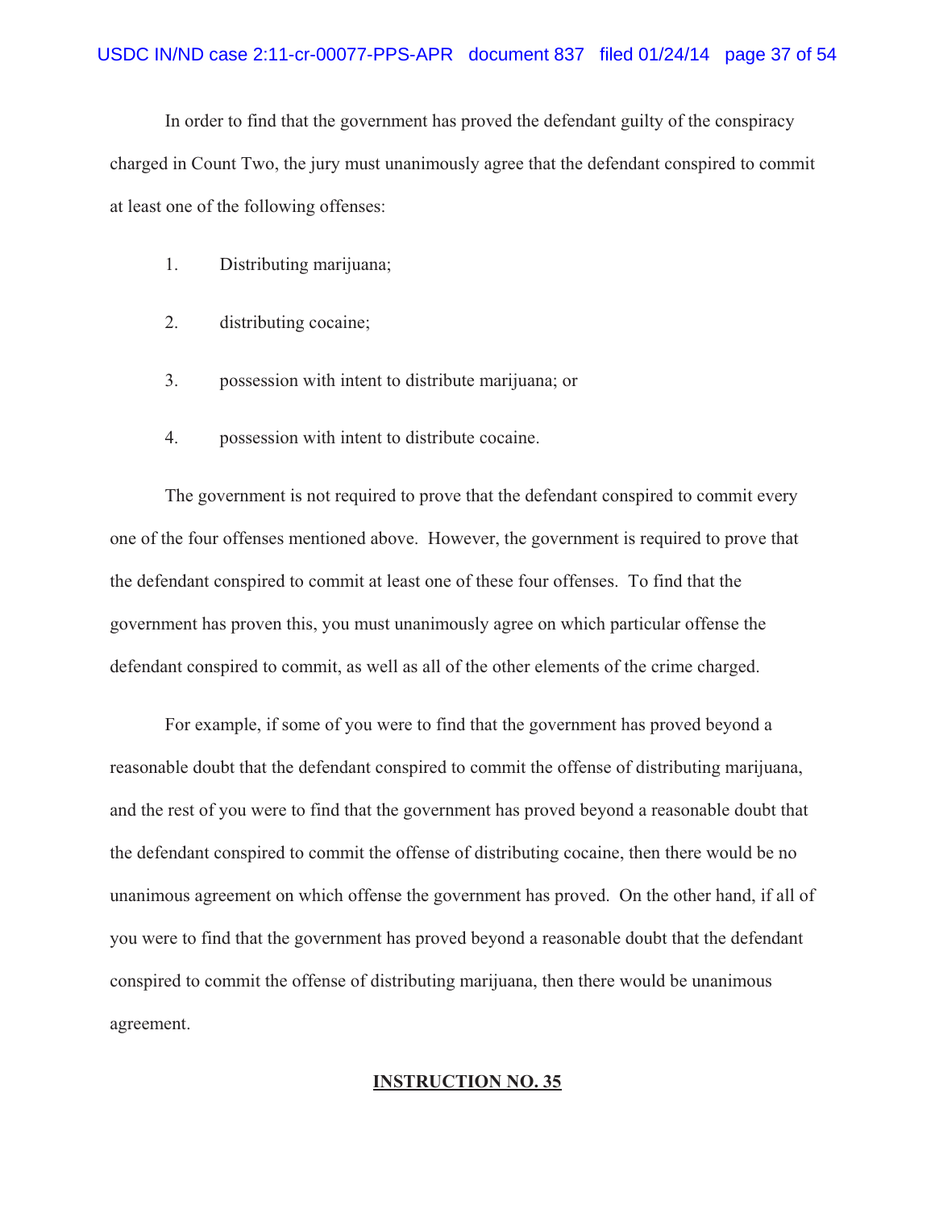In order to find that the government has proved the defendant guilty of the conspiracy charged in Count Two, the jury must unanimously agree that the defendant conspired to commit at least one of the following offenses:

1. Distributing marijuana;

2. distributing cocaine;

3. possession with intent to distribute marijuana; or

4. possession with intent to distribute cocaine.

The government is not required to prove that the defendant conspired to commit every one of the four offenses mentioned above. However, the government is required to prove that the defendant conspired to commit at least one of these four offenses. To find that the government has proven this, you must unanimously agree on which particular offense the defendant conspired to commit, as well as all of the other elements of the crime charged.

For example, if some of you were to find that the government has proved beyond a reasonable doubt that the defendant conspired to commit the offense of distributing marijuana, and the rest of you were to find that the government has proved beyond a reasonable doubt that the defendant conspired to commit the offense of distributing cocaine, then there would be no unanimous agreement on which offense the government has proved. On the other hand, if all of you were to find that the government has proved beyond a reasonable doubt that the defendant conspired to commit the offense of distributing marijuana, then there would be unanimous agreement.

**INSTRUCTION NO. 35**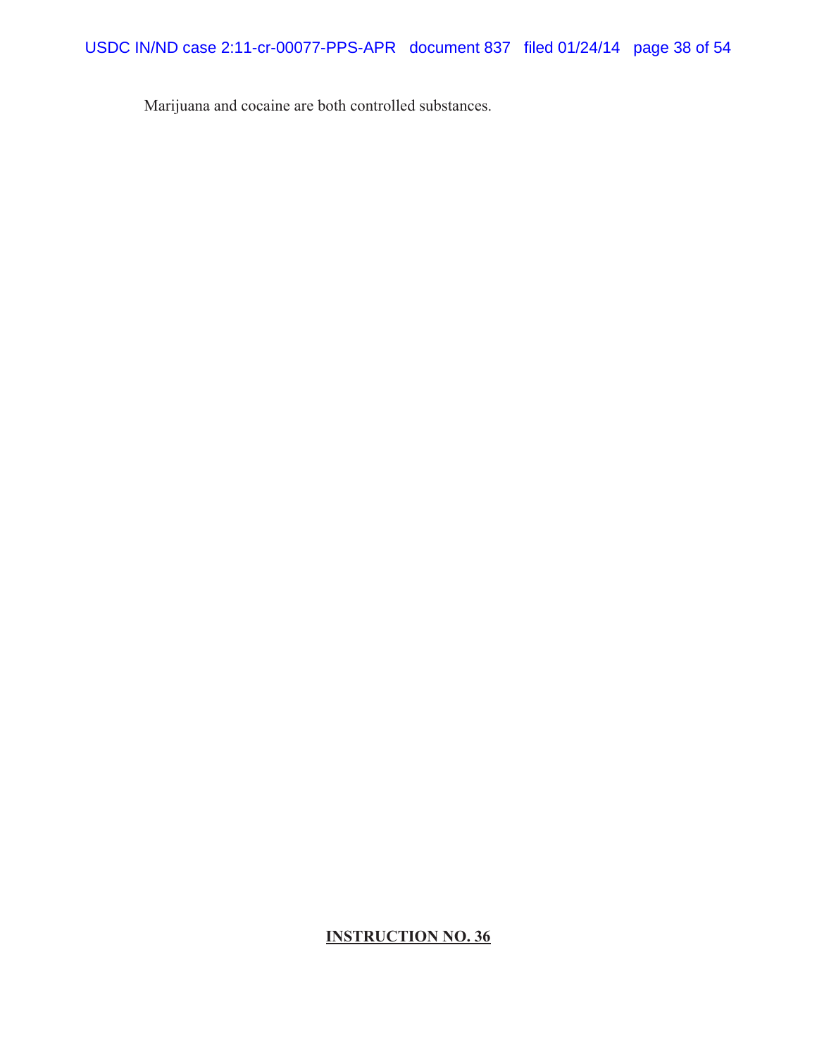Marijuana and cocaine are both controlled substances.

**INSTRUCTION NO. 36**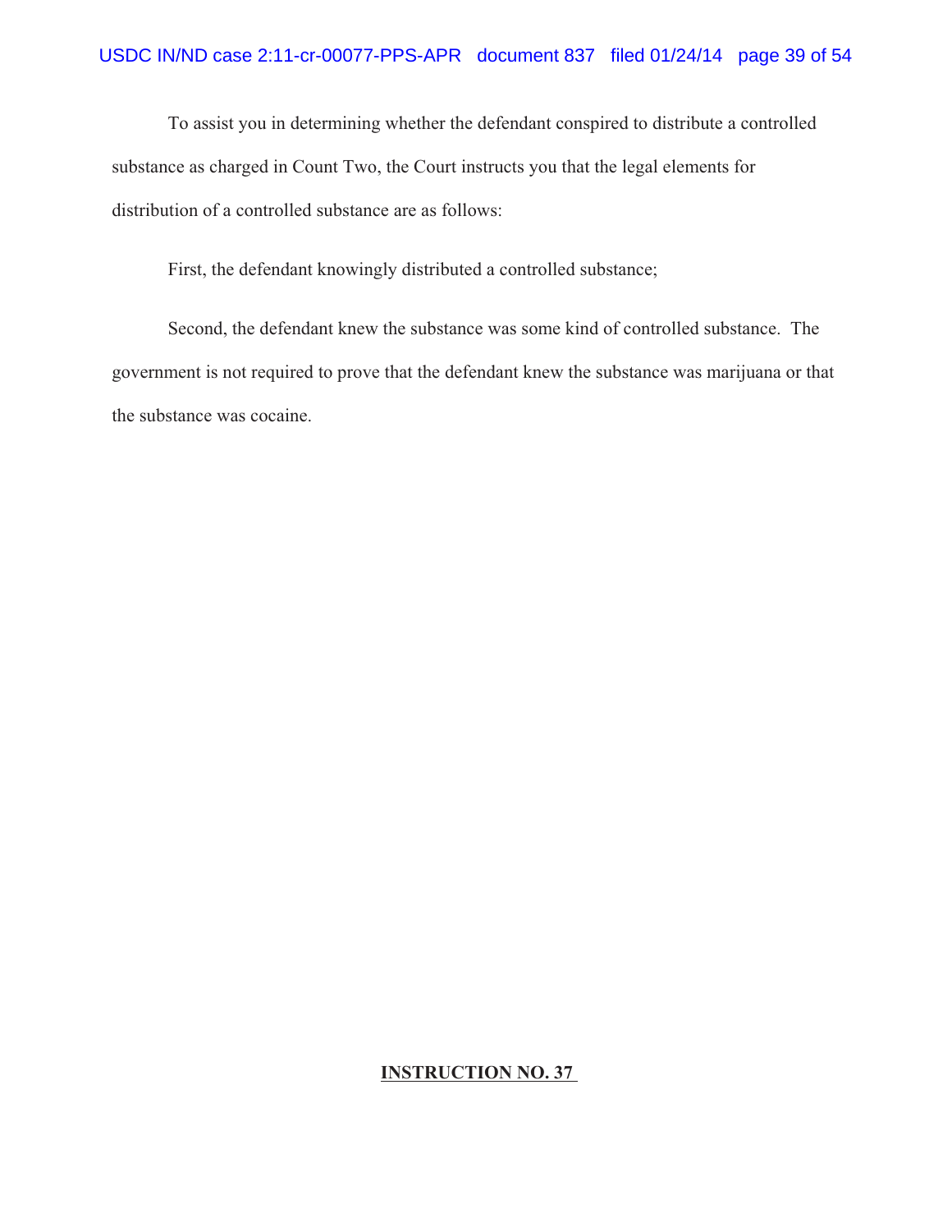To assist you in determining whether the defendant conspired to distribute a controlled substance as charged in Count Two, the Court instructs you that the legal elements for distribution of a controlled substance are as follows:

First, the defendant knowingly distributed a controlled substance;

Second, the defendant knew the substance was some kind of controlled substance. The government is not required to prove that the defendant knew the substance was marijuana or that the substance was cocaine.

**INSTRUCTION NO. 37**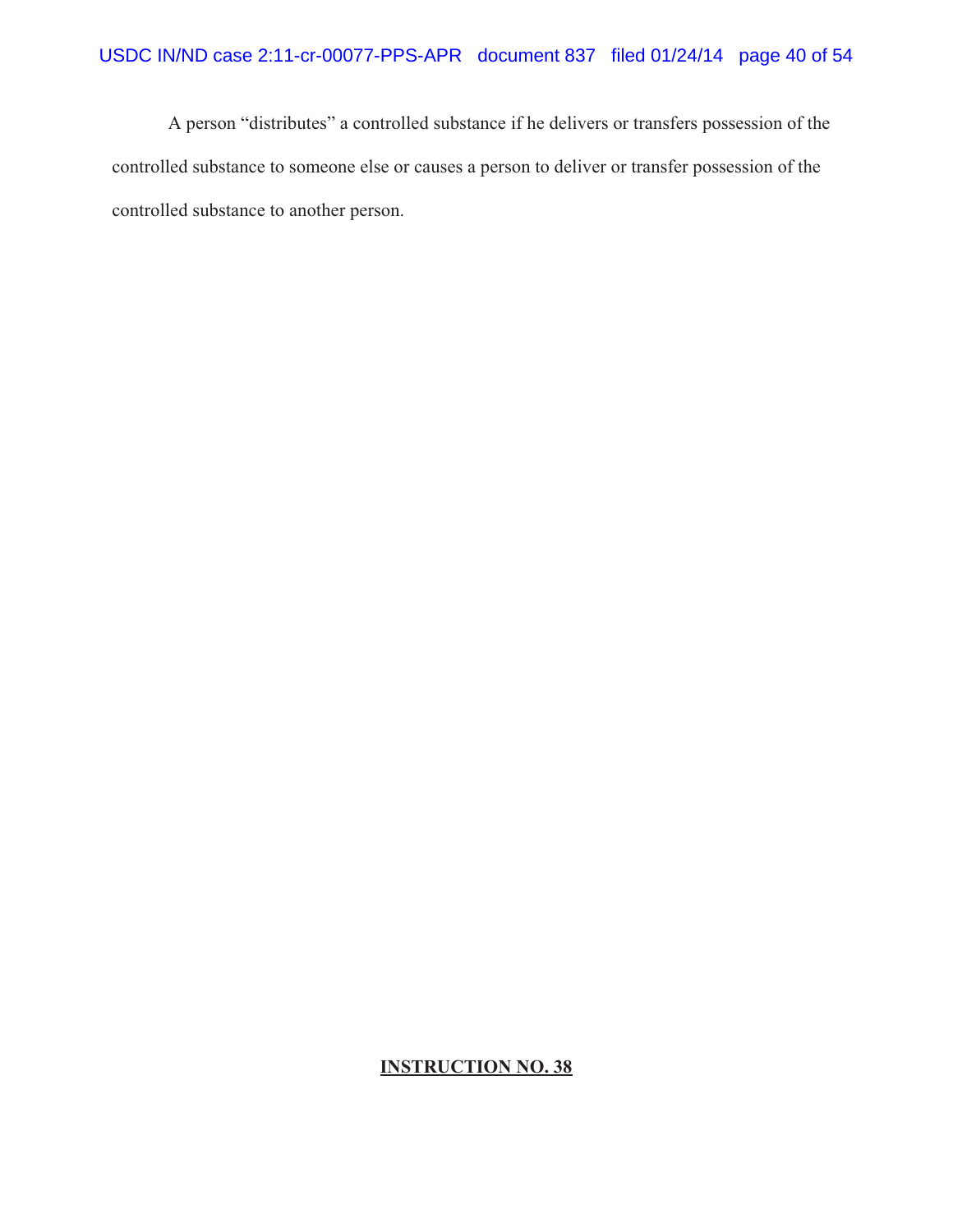A person "distributes" a controlled substance if he delivers or transfers possession of the controlled substance to someone else or causes a person to deliver or transfer possession of the controlled substance to another person.

**INSTRUCTION NO. 38**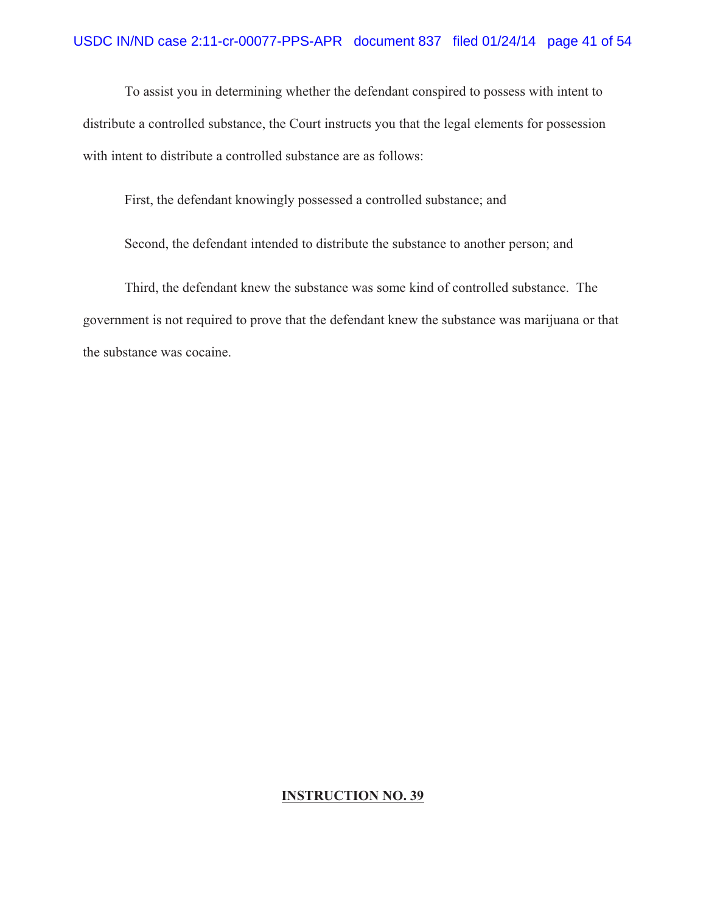To assist you in determining whether the defendant conspired to possess with intent to distribute a controlled substance, the Court instructs you that the legal elements for possession with intent to distribute a controlled substance are as follows:

First, the defendant knowingly possessed a controlled substance; and

Second, the defendant intended to distribute the substance to another person; and

Third, the defendant knew the substance was some kind of controlled substance. The government is not required to prove that the defendant knew the substance was marijuana or that the substance was cocaine.

**INSTRUCTION NO. 39**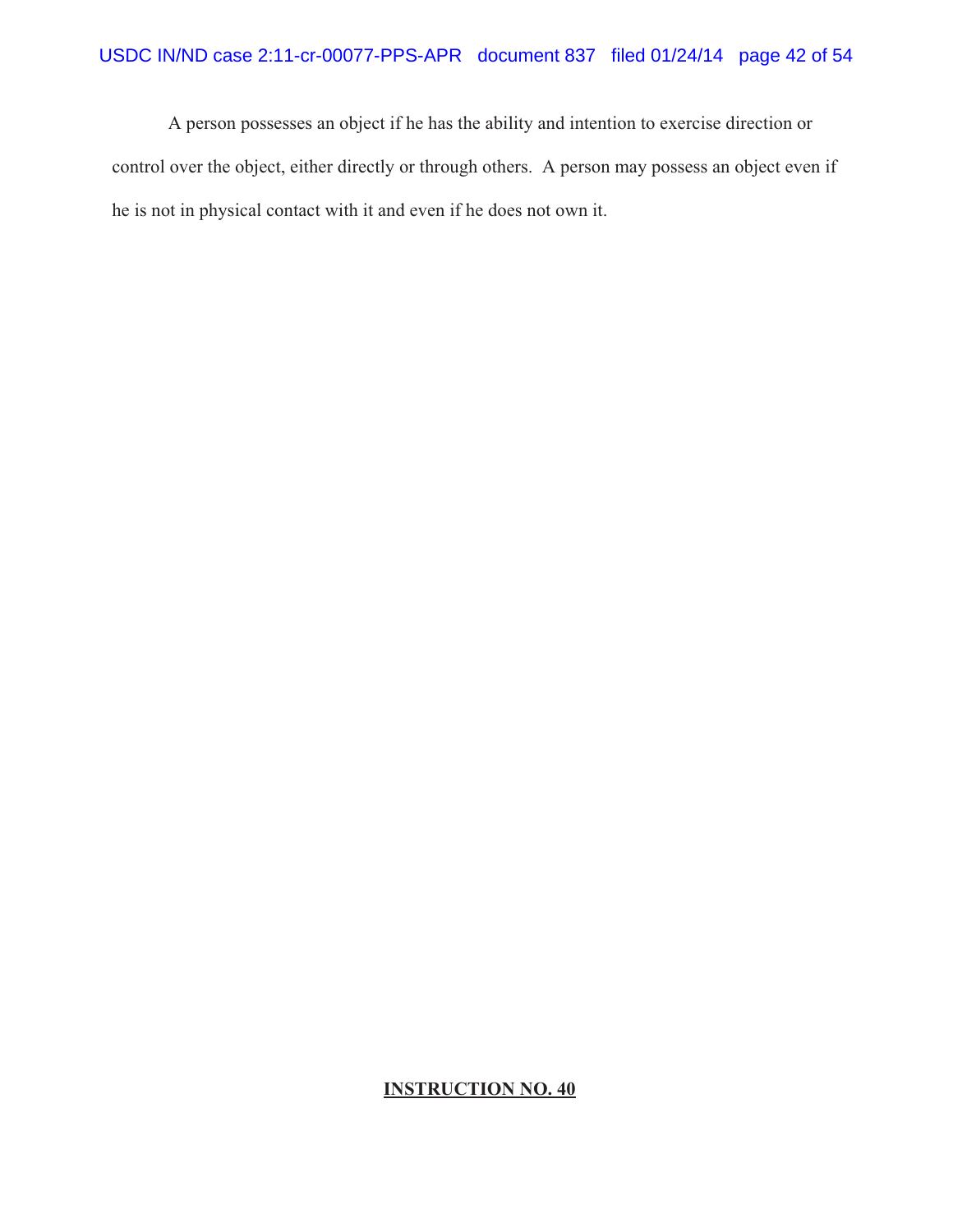A person possesses an object if he has the ability and intention to exercise direction or control over the object, either directly or through others. A person may possess an object even if he is not in physical contact with it and even if he does not own it.

**<u>INSTRUCTION NO. 40</u>**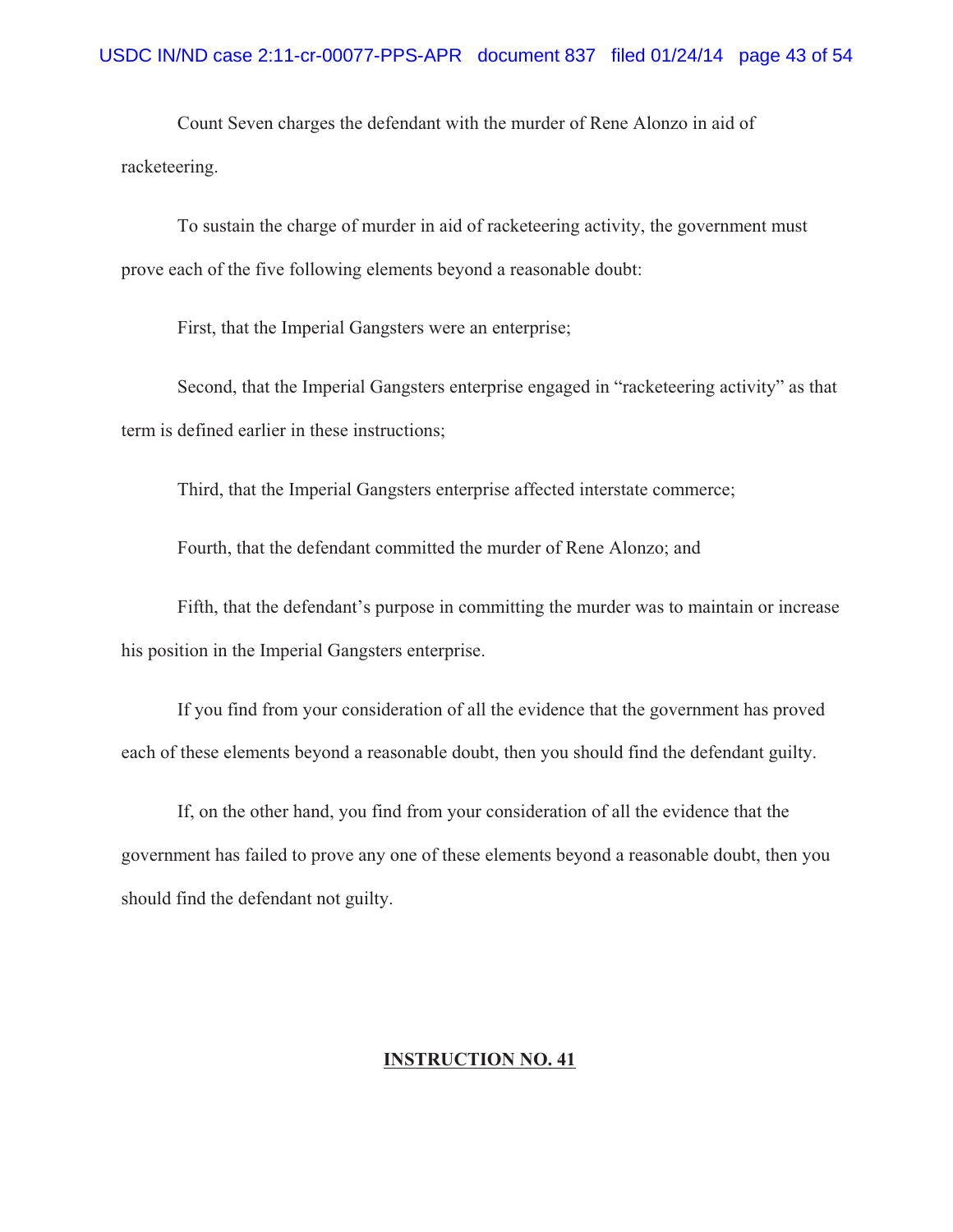Count Seven charges the defendant with the murder of Rene Alonzo in aid of racketeering.

To sustain the charge of murder in aid of racketeering activity, the government must prove each of the five following elements beyond a reasonable doubt:

First, that the Imperial Gangsters were an enterprise;

Second, that the Imperial Gangsters enterprise engaged in "racketeering activity" as that term is defined earlier in these instructions;

Third, that the Imperial Gangsters enterprise affected interstate commerce;

Fourth, that the defendant committed the murder of Rene Alonzo; and

Fifth, that the defendant's purpose in committing the murder was to maintain or increase his position in the Imperial Gangsters enterprise.

If you find from your consideration of all the evidence that the government has proved each of these elements beyond a reasonable doubt, then you should find the defendant guilty.

If, on the other hand, you find from your consideration of all the evidence that the government has failed to prove any one of these elements beyond a reasonable doubt, then you should find the defendant not guilty.

**INSTRUCTION NO. 41**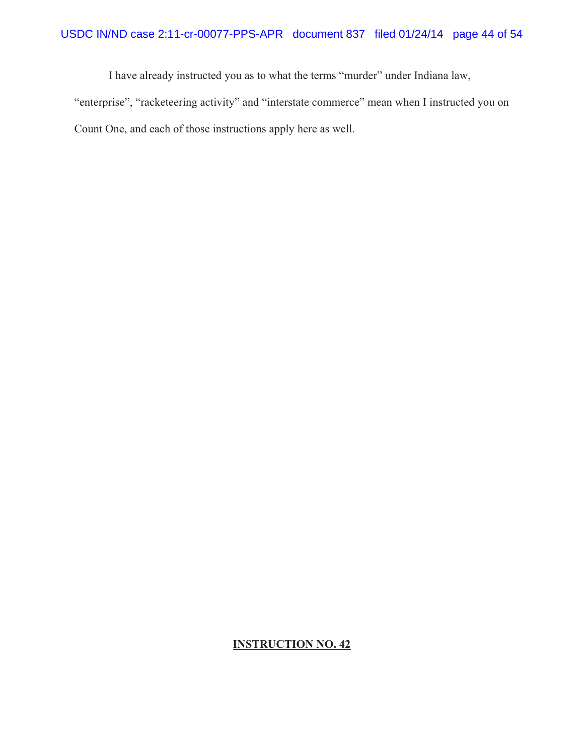I have already instructed you as to what the terms "murder" under Indiana law, "enterprise", "racketeering activity" and "interstate commerce" mean when I instructed you on Count One, and each of those instructions apply here as well.

**INSTRUCTION NO. 42**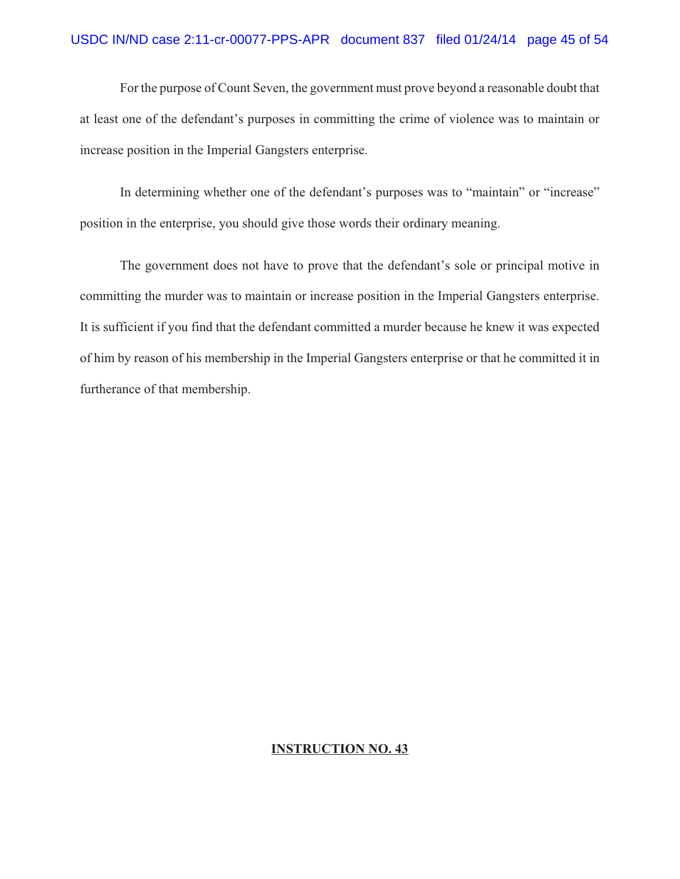For the purpose of Count Seven, the government must prove beyond a reasonable doubt that at least one of the defendant's purposes in committing the crime of violence was to maintain or increase position in the Imperial Gangsters enterprise.

In determining whether one of the defendant's purposes was to "maintain" or "increase" position in the enterprise, you should give those words their ordinary meaning.

The government does not have to prove that the defendant's sole or principal motive in committing the murder was to maintain or increase position in the Imperial Gangsters enterprise. It is sufficient if you find that the defendant committed a murder because he knew it was expected of him by reason of his membership in the Imperial Gangsters enterprise or that he committed it in furtherance of that membership.

**INSTRUCTION NO. 43**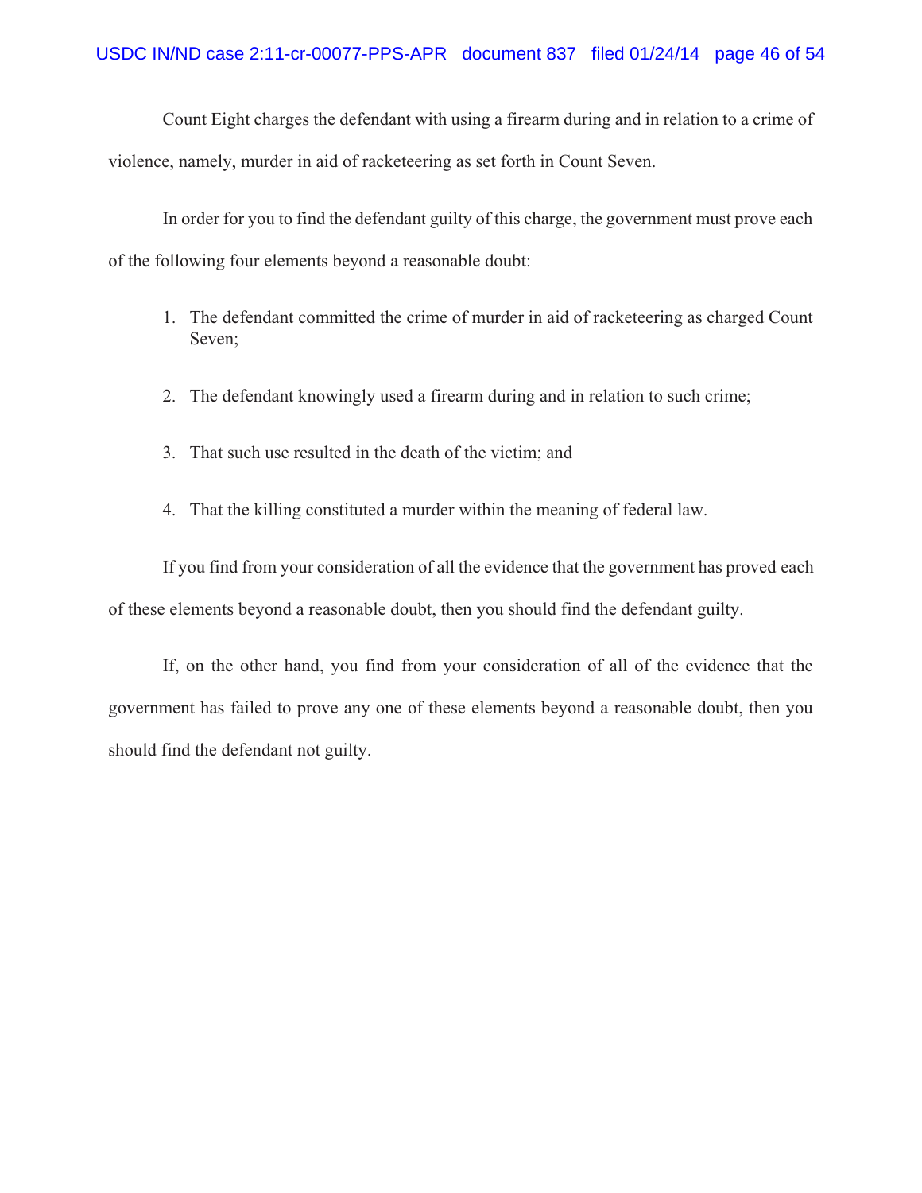Count Eight charges the defendant with using a firearm during and in relation to a crime of violence, namely, murder in aid of racketeering as set forth in Count Seven.

In order for you to find the defendant guilty of this charge, the government must prove each of the following four elements beyond a reasonable doubt:

1. The defendant committed the crime of murder in aid of racketeering as charged Count Seven;

2. The defendant knowingly used a firearm during and in relation to such crime;

3. That such use resulted in the death of the victim; and

4. That the killing constituted a murder within the meaning of federal law.

If you find from your consideration of all the evidence that the government has proved each of these elements beyond a reasonable doubt, then you should find the defendant guilty.

If, on the other hand, you find from your consideration of all of the evidence that the government has failed to prove any one of these elements beyond a reasonable doubt, then you should find the defendant not guilty.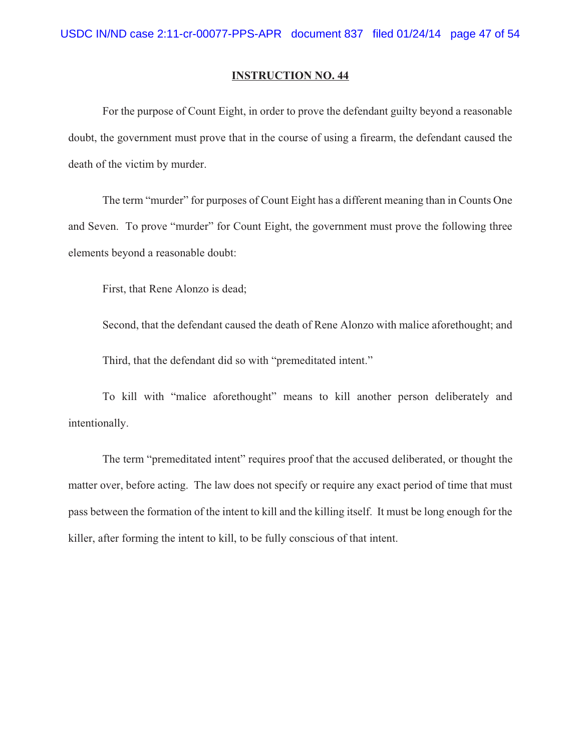## INSTRUCTION NO. 44

For the purpose of Count Eight, in order to prove the defendant guilty beyond a reasonable doubt, the government must prove that in the course of using a firearm, the defendant caused the death of the victim by murder.

The term "murder" for purposes of Count Eight has a different meaning than in Counts One and Seven. To prove "murder" for Count Eight, the government must prove the following three elements beyond a reasonable doubt:

First, that Rene Alonzo is dead;

Second, that the defendant caused the death of Rene Alonzo with malice aforethought; and

Third, that the defendant did so with "premeditated intent."

To kill with "malice aforethought" means to kill another person deliberately and intentionally.

The term "premeditated intent" requires proof that the accused deliberated, or thought the matter over, before acting. The law does not specify or require any exact period of time that must pass between the formation of the intent to kill and the killing itself. It must be long enough for the killer, after forming the intent to kill, to be fully conscious of that intent.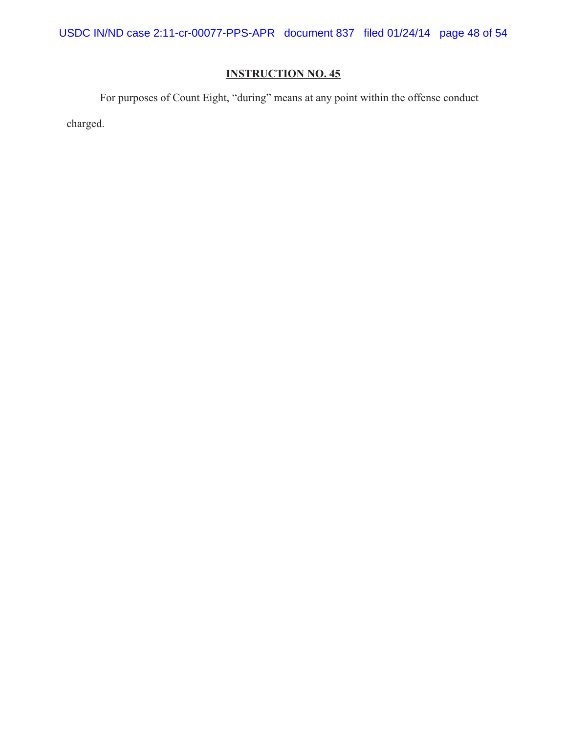## INSTRUCTION NO. 45

For purposes of Count Eight, "during" means at any point within the offense conduct charged.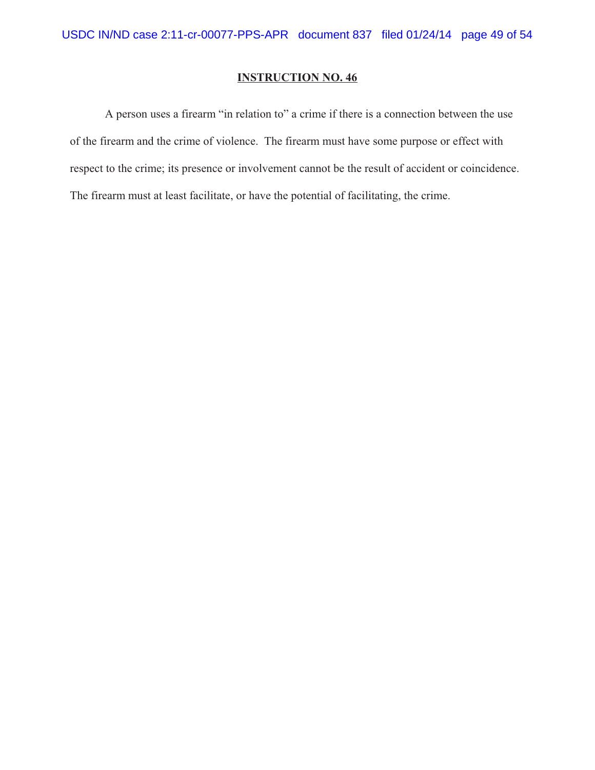**INSTRUCTION NO. 46**

A person uses a firearm "in relation to" a crime if there is a connection between the use of the firearm and the crime of violence. The firearm must have some purpose or effect with respect to the crime; its presence or involvement cannot be the result of accident or coincidence. The firearm must at least facilitate, or have the potential of facilitating, the crime.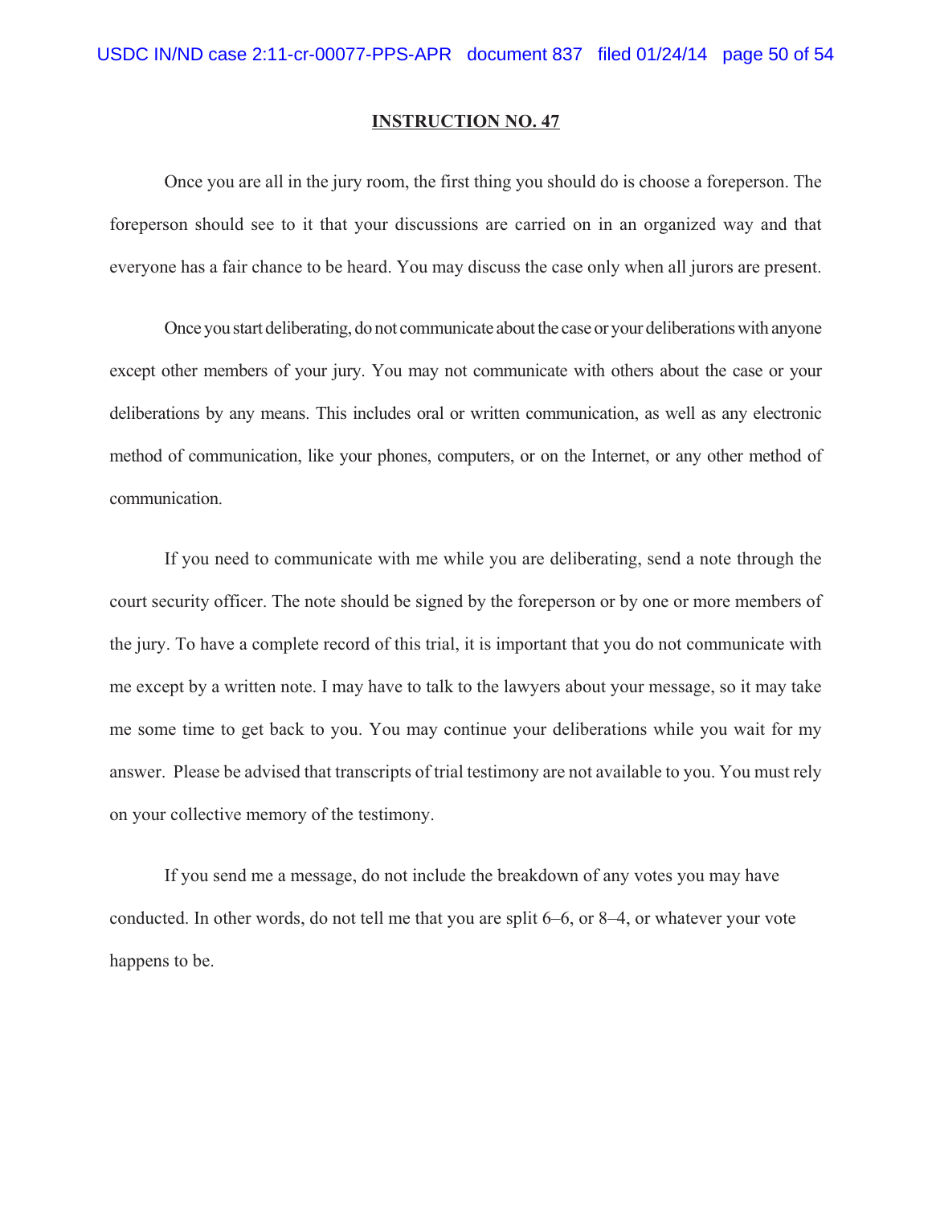## INSTRUCTION NO. 47

Once you are all in the jury room, the first thing you should do is choose a foreperson. The foreperson should see to it that your discussions are carried on in an organized way and that everyone has a fair chance to be heard. You may discuss the case only when all jurors are present.

Once you start deliberating, do not communicate about the case or your deliberations with anyone except other members of your jury. You may not communicate with others about the case or your deliberations by any means. This includes oral or written communication, as well as any electronic method of communication, like your phones, computers, or on the Internet, or any other method of communication.

If you need to communicate with me while you are deliberating, send a note through the court security officer. The note should be signed by the foreperson or by one or more members of the jury. To have a complete record of this trial, it is important that you do not communicate with me except by a written note. I may have to talk to the lawyers about your message, so it may take me some time to get back to you. You may continue your deliberations while you wait for my answer. Please be advised that transcripts of trial testimony are not available to you. You must rely on your collective memory of the testimony.

If you send me a message, do not include the breakdown of any votes you may have conducted. In other words, do not tell me that you are split 6–6, or 8–4, or whatever your vote happens to be.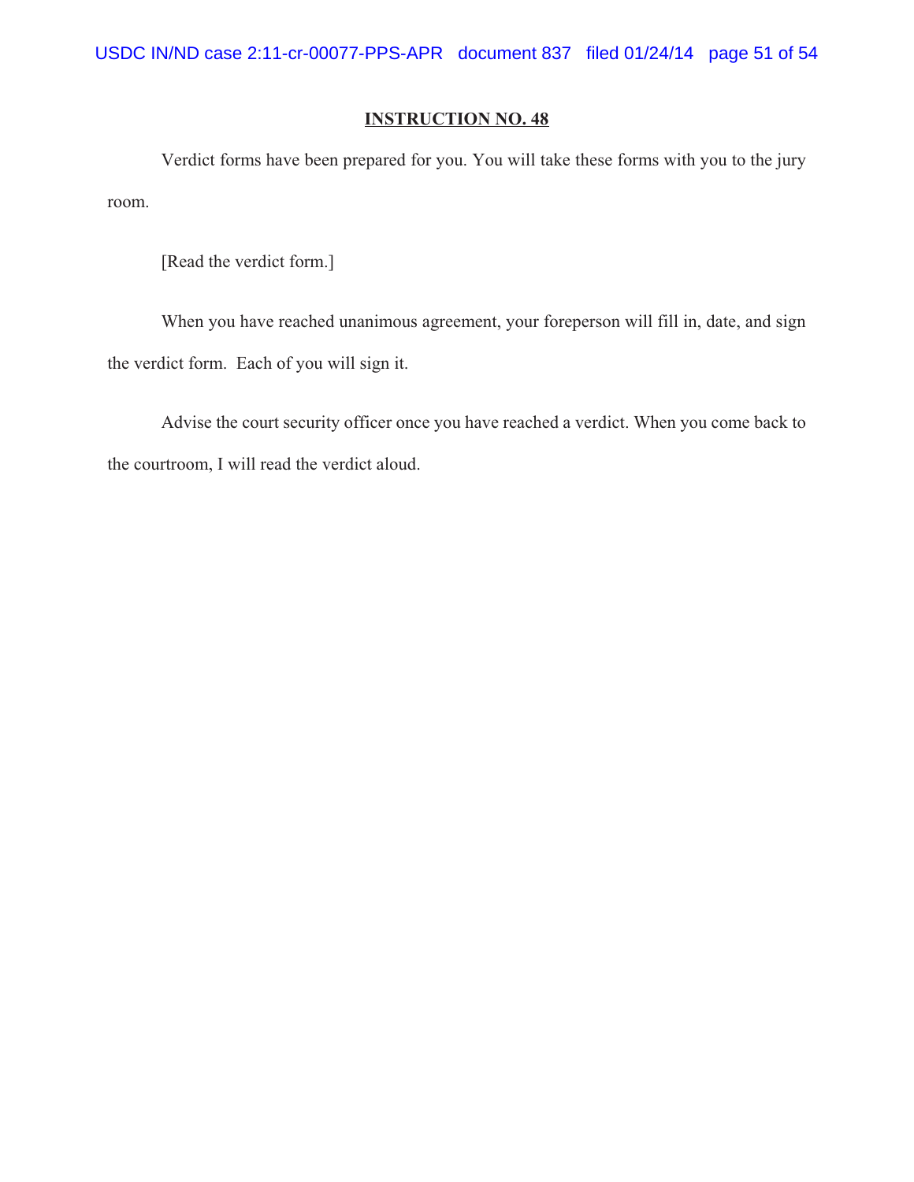**INSTRUCTION NO. 48**

Verdict forms have been prepared for you. You will take these forms with you to the jury room.

[Read the verdict form.]

When you have reached unanimous agreement, your foreperson will fill in, date, and sign the verdict form. Each of you will sign it.

Advise the court security officer once you have reached a verdict. When you come back to the courtroom, I will read the verdict aloud.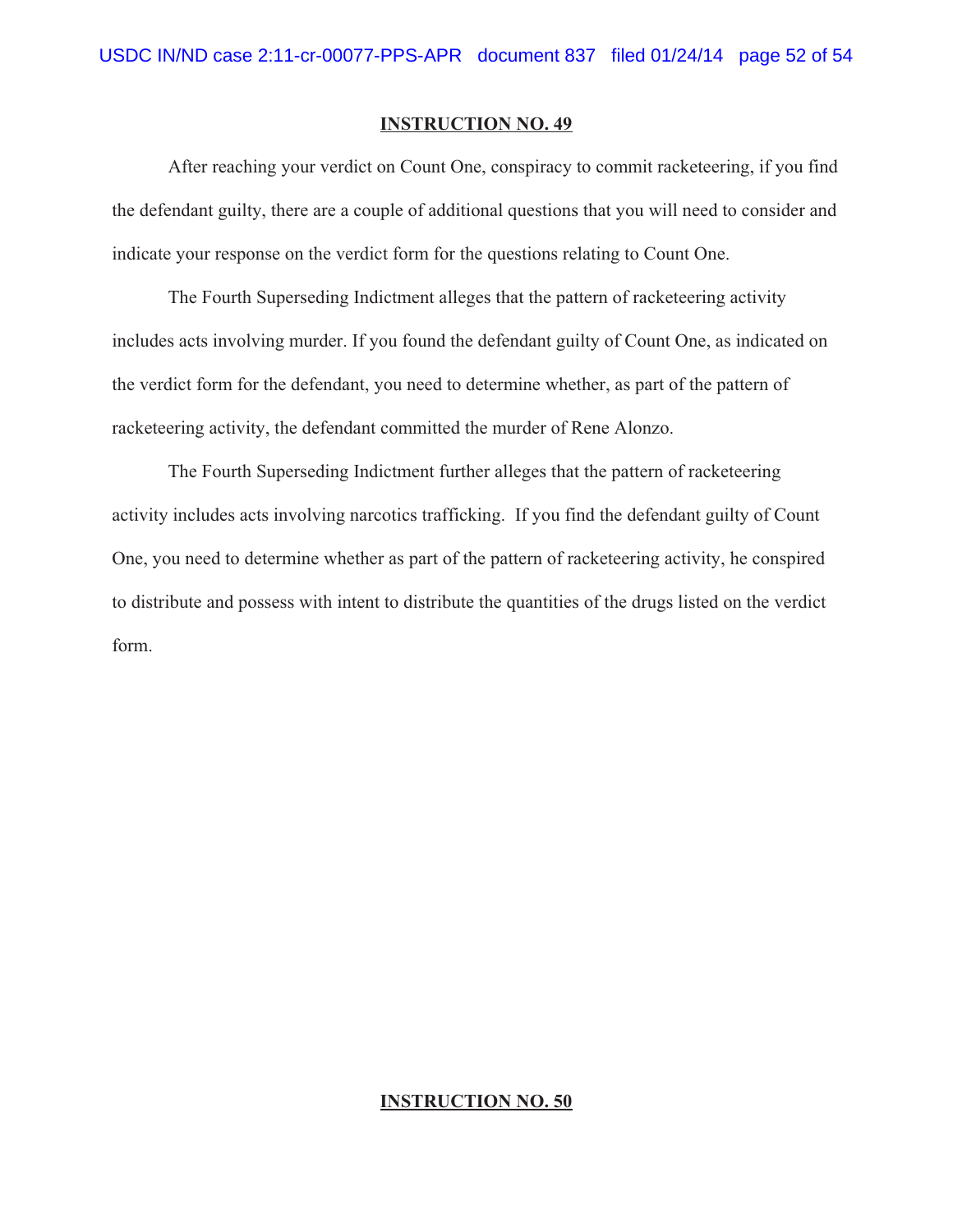**INSTRUCTION NO. 49**

After reaching your verdict on Count One, conspiracy to commit racketeering, if you find the defendant guilty, there are a couple of additional questions that you will need to consider and indicate your response on the verdict form for the questions relating to Count One.

The Fourth Superseding Indictment alleges that the pattern of racketeering activity includes acts involving murder. If you found the defendant guilty of Count One, as indicated on the verdict form for the defendant, you need to determine whether, as part of the pattern of racketeering activity, the defendant committed the murder of Rene Alonzo.

The Fourth Superseding Indictment further alleges that the pattern of racketeering activity includes acts involving narcotics trafficking. If you find the defendant guilty of Count One, you need to determine whether as part of the pattern of racketeering activity, he conspired to distribute and possess with intent to distribute the quantities of the drugs listed on the verdict form.

**INSTRUCTION NO. 50**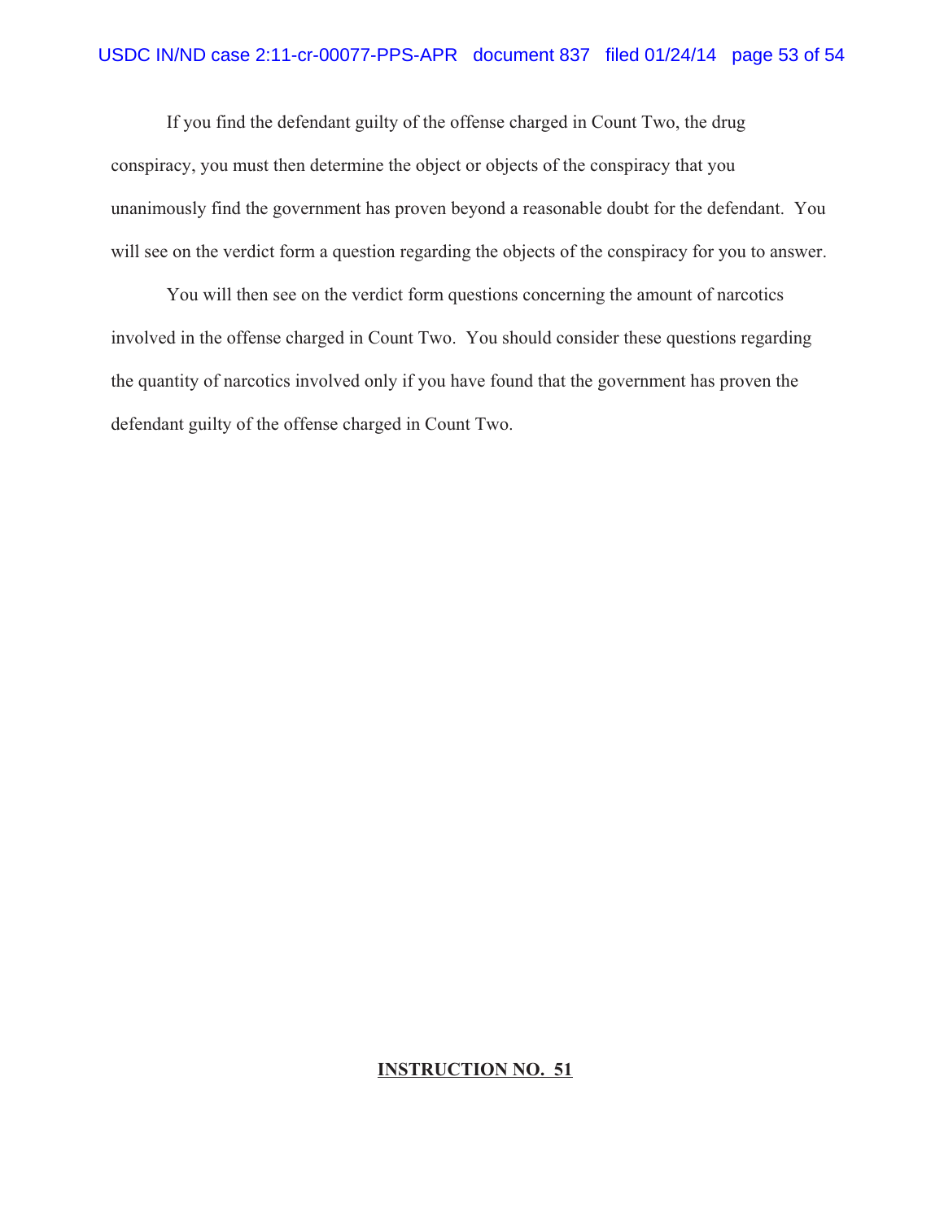If you find the defendant guilty of the offense charged in Count Two, the drug conspiracy, you must then determine the object or objects of the conspiracy that you unanimously find the government has proven beyond a reasonable doubt for the defendant. You will see on the verdict form a question regarding the objects of the conspiracy for you to answer.

You will then see on the verdict form questions concerning the amount of narcotics involved in the offense charged in Count Two. You should consider these questions regarding the quantity of narcotics involved only if you have found that the government has proven the defendant guilty of the offense charged in Count Two.

**INSTRUCTION NO. 51**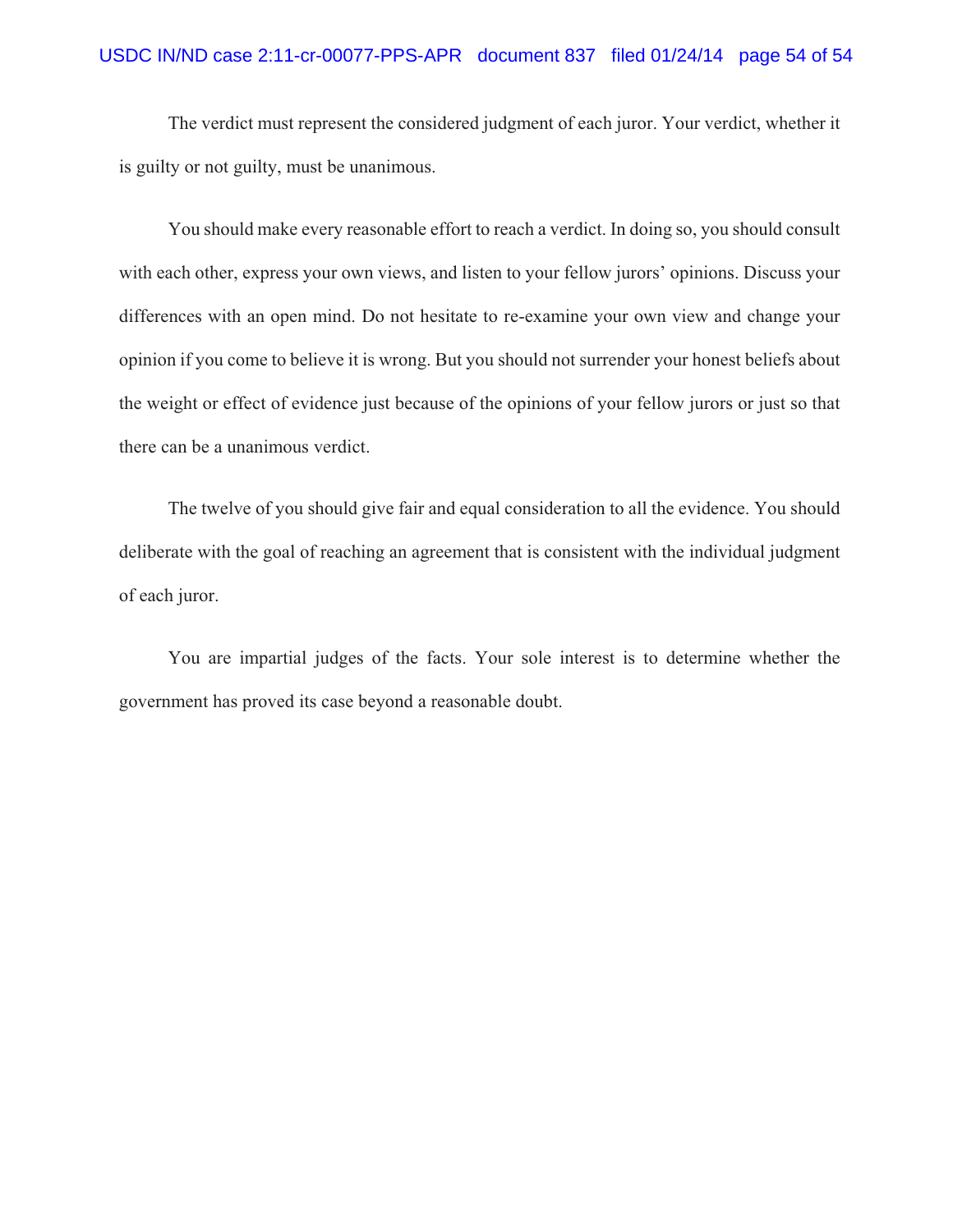The verdict must represent the considered judgment of each juror. Your verdict, whether it is guilty or not guilty, must be unanimous.

You should make every reasonable effort to reach a verdict. In doing so, you should consult with each other, express your own views, and listen to your fellow jurors' opinions. Discuss your differences with an open mind. Do not hesitate to re-examine your own view and change your opinion if you come to believe it is wrong. But you should not surrender your honest beliefs about the weight or effect of evidence just because of the opinions of your fellow jurors or just so that there can be a unanimous verdict.

The twelve of you should give fair and equal consideration to all the evidence. You should deliberate with the goal of reaching an agreement that is consistent with the individual judgment of each juror.

You are impartial judges of the facts. Your sole interest is to determine whether the government has proved its case beyond a reasonable doubt.